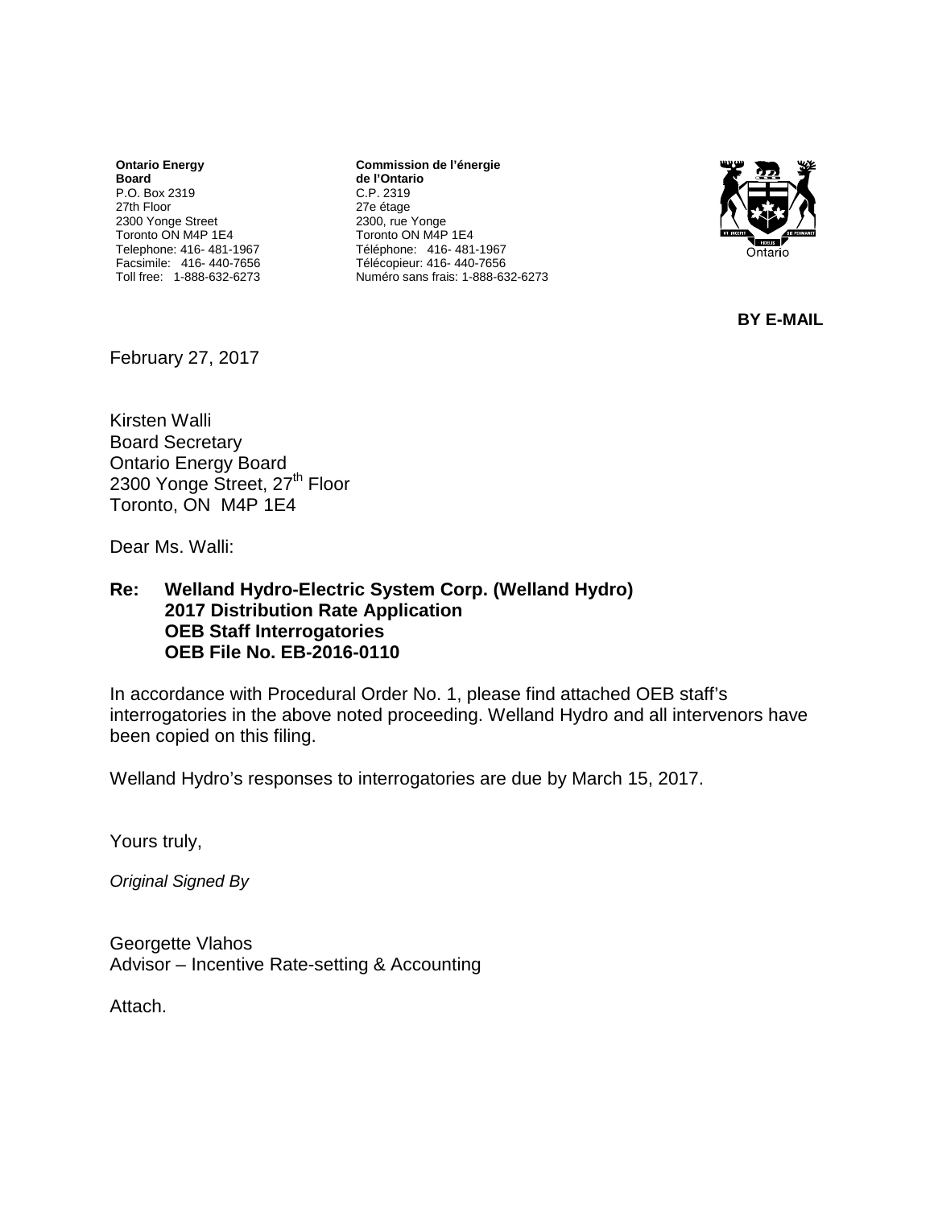**Ontario Energy Board**
P.O. Box 2319
27th Floor
2300 Yonge Street
Toronto ON M4P 1E4
Telephone: 416- 481-1967
Facsimile: 416- 440-7656
Toll free: 1-888-632-6273

**Commission de l'énergie de l'Ontario**
C.P. 2319
27e étage
2300, rue Yonge
Toronto ON M4P 1E4
Téléphone: 416- 481-1967
Télécopieur: 416- 440-7656
Numéro sans frais: 1-888-632-6273

**BY E-MAIL**

February 27, 2017

Kirsten Walli
Board Secretary
Ontario Energy Board
2300 Yonge Street, 27th Floor
Toronto, ON M4P 1E4

Dear Ms. Walli:

**Re: Welland Hydro-Electric System Corp. (Welland Hydro)**
**2017 Distribution Rate Application**
**OEB Staff Interrogatories**
**OEB File No. EB-2016-0110**

In accordance with Procedural Order No. 1, please find attached OEB staff's interrogatories in the above noted proceeding. Welland Hydro and all intervenors have been copied on this filing.

Welland Hydro's responses to interrogatories are due by March 15, 2017.

Yours truly,

*Original Signed By*

Georgette Vlahos
Advisor – Incentive Rate-setting & Accounting

Attach.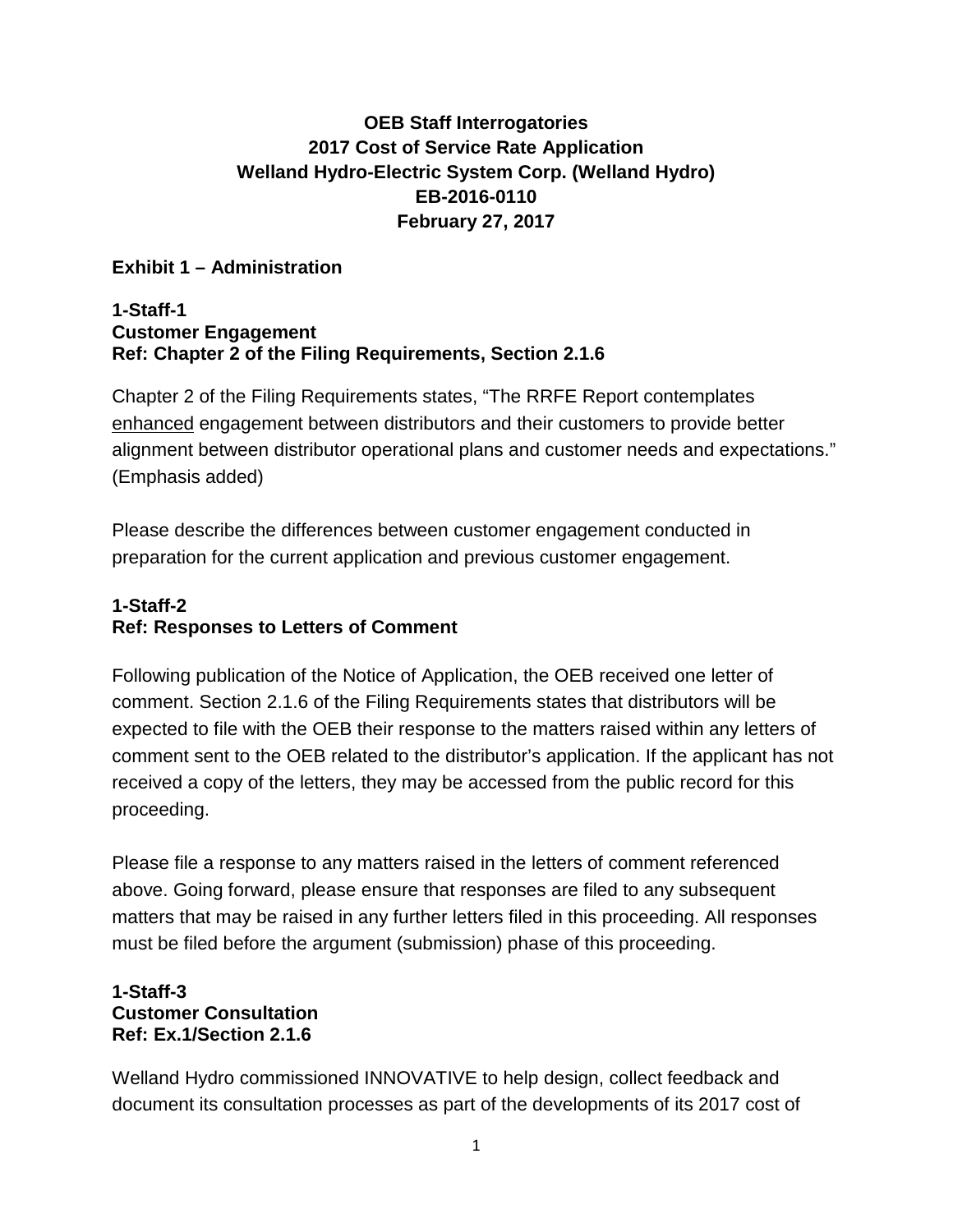**OEB Staff Interrogatories**
**2017 Cost of Service Rate Application**
**Welland Hydro-Electric System Corp. (Welland Hydro)**
**EB-2016-0110**
**February 27, 2017**

## Exhibit 1 – Administration

### 1-Staff-1
**Customer Engagement**
**Ref: Chapter 2 of the Filing Requirements, Section 2.1.6**

Chapter 2 of the Filing Requirements states, "The RRFE Report contemplates enhanced engagement between distributors and their customers to provide better alignment between distributor operational plans and customer needs and expectations." (Emphasis added)

Please describe the differences between customer engagement conducted in preparation for the current application and previous customer engagement.

### 1-Staff-2
**Ref: Responses to Letters of Comment**

Following publication of the Notice of Application, the OEB received one letter of comment. Section 2.1.6 of the Filing Requirements states that distributors will be expected to file with the OEB their response to the matters raised within any letters of comment sent to the OEB related to the distributor's application. If the applicant has not received a copy of the letters, they may be accessed from the public record for this proceeding.

Please file a response to any matters raised in the letters of comment referenced above. Going forward, please ensure that responses are filed to any subsequent matters that may be raised in any further letters filed in this proceeding. All responses must be filed before the argument (submission) phase of this proceeding.

### 1-Staff-3
**Customer Consultation**
**Ref: Ex.1/Section 2.1.6**

Welland Hydro commissioned INNOVATIVE to help design, collect feedback and document its consultation processes as part of the developments of its 2017 cost of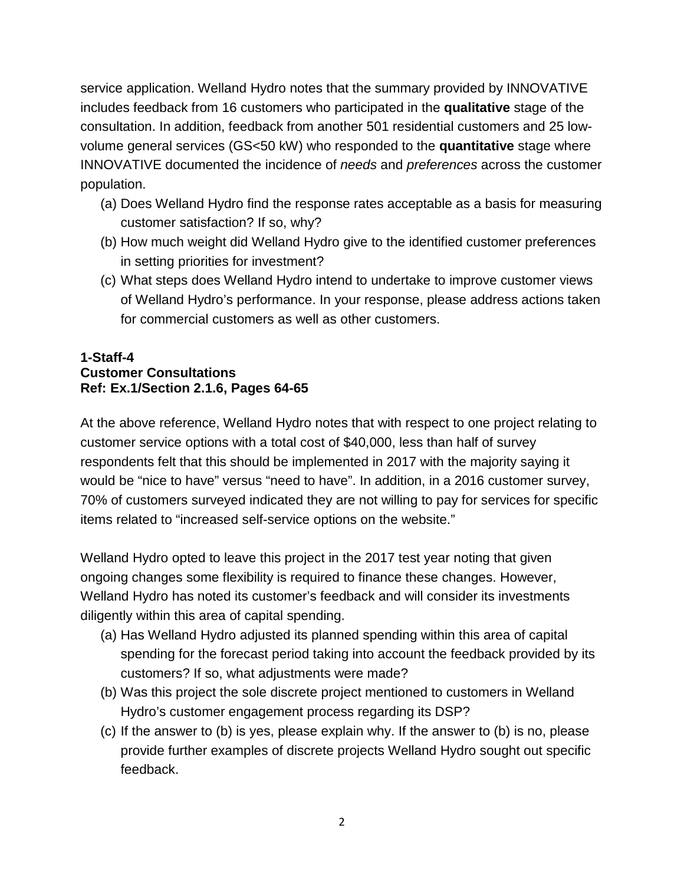service application. Welland Hydro notes that the summary provided by INNOVATIVE includes feedback from 16 customers who participated in the **qualitative** stage of the consultation. In addition, feedback from another 501 residential customers and 25 low-volume general services (GS<50 kW) who responded to the **quantitative** stage where INNOVATIVE documented the incidence of *needs* and *preferences* across the customer population.

(a) Does Welland Hydro find the response rates acceptable as a basis for measuring customer satisfaction? If so, why?
(b) How much weight did Welland Hydro give to the identified customer preferences in setting priorities for investment?
(c) What steps does Welland Hydro intend to undertake to improve customer views of Welland Hydro's performance. In your response, please address actions taken for commercial customers as well as other customers.

**1-Staff-4**
**Customer Consultations**
**Ref: Ex.1/Section 2.1.6, Pages 64-65**

At the above reference, Welland Hydro notes that with respect to one project relating to customer service options with a total cost of $40,000, less than half of survey respondents felt that this should be implemented in 2017 with the majority saying it would be "nice to have" versus "need to have". In addition, in a 2016 customer survey, 70% of customers surveyed indicated they are not willing to pay for services for specific items related to "increased self-service options on the website."

Welland Hydro opted to leave this project in the 2017 test year noting that given ongoing changes some flexibility is required to finance these changes. However, Welland Hydro has noted its customer's feedback and will consider its investments diligently within this area of capital spending.

(a) Has Welland Hydro adjusted its planned spending within this area of capital spending for the forecast period taking into account the feedback provided by its customers? If so, what adjustments were made?
(b) Was this project the sole discrete project mentioned to customers in Welland Hydro's customer engagement process regarding its DSP?
(c) If the answer to (b) is yes, please explain why. If the answer to (b) is no, please provide further examples of discrete projects Welland Hydro sought out specific feedback.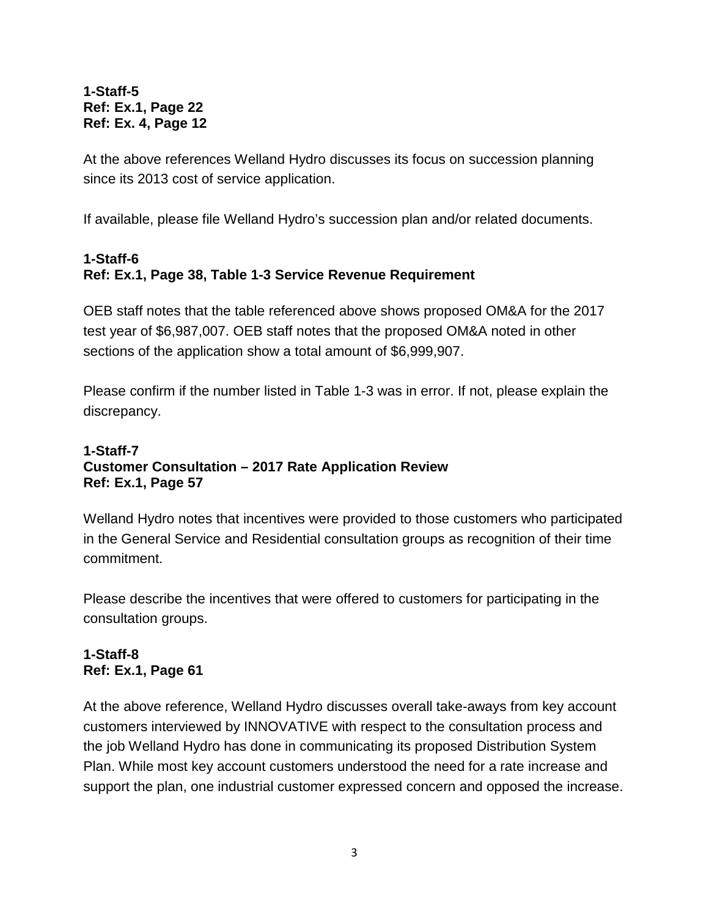**1-Staff-5**
**Ref: Ex.1, Page 22**
**Ref: Ex. 4, Page 12**

At the above references Welland Hydro discusses its focus on succession planning since its 2013 cost of service application.

If available, please file Welland Hydro's succession plan and/or related documents.

**1-Staff-6**
**Ref: Ex.1, Page 38, Table 1-3 Service Revenue Requirement**

OEB staff notes that the table referenced above shows proposed OM&A for the 2017 test year of $6,987,007. OEB staff notes that the proposed OM&A noted in other sections of the application show a total amount of $6,999,907.

Please confirm if the number listed in Table 1-3 was in error. If not, please explain the discrepancy.

**1-Staff-7**
**Customer Consultation – 2017 Rate Application Review**
**Ref: Ex.1, Page 57**

Welland Hydro notes that incentives were provided to those customers who participated in the General Service and Residential consultation groups as recognition of their time commitment.

Please describe the incentives that were offered to customers for participating in the consultation groups.

**1-Staff-8**
**Ref: Ex.1, Page 61**

At the above reference, Welland Hydro discusses overall take-aways from key account customers interviewed by INNOVATIVE with respect to the consultation process and the job Welland Hydro has done in communicating its proposed Distribution System Plan. While most key account customers understood the need for a rate increase and support the plan, one industrial customer expressed concern and opposed the increase.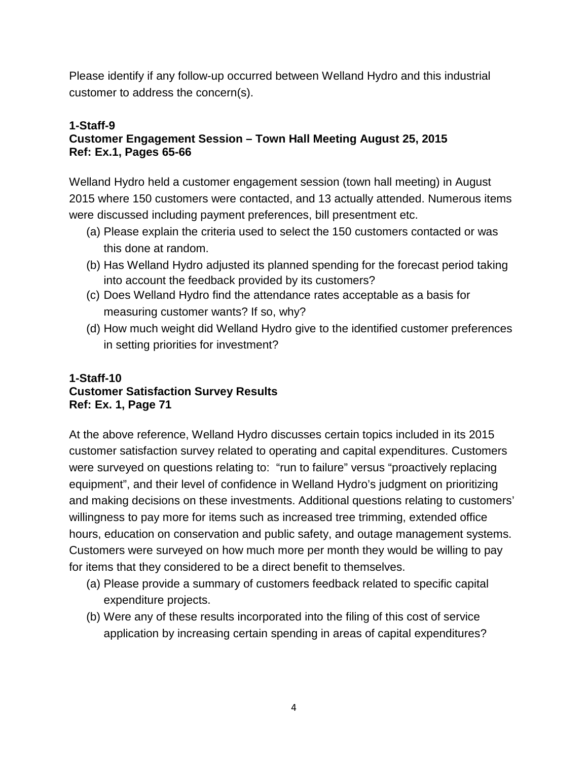Please identify if any follow-up occurred between Welland Hydro and this industrial customer to address the concern(s).

**1-Staff-9**
**Customer Engagement Session – Town Hall Meeting August 25, 2015**
**Ref: Ex.1, Pages 65-66**

Welland Hydro held a customer engagement session (town hall meeting) in August 2015 where 150 customers were contacted, and 13 actually attended. Numerous items were discussed including payment preferences, bill presentment etc.

(a) Please explain the criteria used to select the 150 customers contacted or was this done at random.
(b) Has Welland Hydro adjusted its planned spending for the forecast period taking into account the feedback provided by its customers?
(c) Does Welland Hydro find the attendance rates acceptable as a basis for measuring customer wants? If so, why?
(d) How much weight did Welland Hydro give to the identified customer preferences in setting priorities for investment?

**1-Staff-10**
**Customer Satisfaction Survey Results**
**Ref: Ex. 1, Page 71**

At the above reference, Welland Hydro discusses certain topics included in its 2015 customer satisfaction survey related to operating and capital expenditures. Customers were surveyed on questions relating to: "run to failure" versus "proactively replacing equipment", and their level of confidence in Welland Hydro's judgment on prioritizing and making decisions on these investments. Additional questions relating to customers' willingness to pay more for items such as increased tree trimming, extended office hours, education on conservation and public safety, and outage management systems. Customers were surveyed on how much more per month they would be willing to pay for items that they considered to be a direct benefit to themselves.

(a) Please provide a summary of customers feedback related to specific capital expenditure projects.
(b) Were any of these results incorporated into the filing of this cost of service application by increasing certain spending in areas of capital expenditures?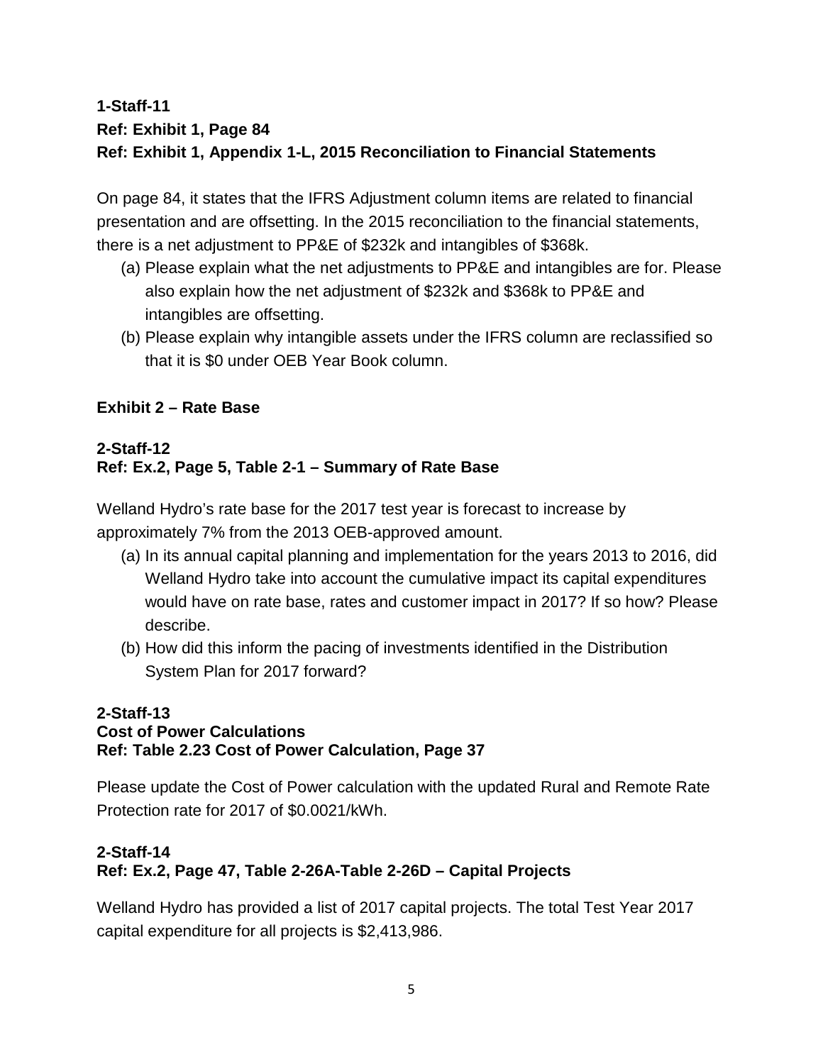**1-Staff-11**
**Ref: Exhibit 1, Page 84**
**Ref: Exhibit 1, Appendix 1-L, 2015 Reconciliation to Financial Statements**

On page 84, it states that the IFRS Adjustment column items are related to financial presentation and are offsetting. In the 2015 reconciliation to the financial statements, there is a net adjustment to PP&E of $232k and intangibles of $368k.

(a) Please explain what the net adjustments to PP&E and intangibles are for. Please also explain how the net adjustment of $232k and $368k to PP&E and intangibles are offsetting.
(b) Please explain why intangible assets under the IFRS column are reclassified so that it is $0 under OEB Year Book column.

## Exhibit 2 – Rate Base

**2-Staff-12**
**Ref: Ex.2, Page 5, Table 2-1 – Summary of Rate Base**

Welland Hydro's rate base for the 2017 test year is forecast to increase by approximately 7% from the 2013 OEB-approved amount.

(a) In its annual capital planning and implementation for the years 2013 to 2016, did Welland Hydro take into account the cumulative impact its capital expenditures would have on rate base, rates and customer impact in 2017? If so how? Please describe.
(b) How did this inform the pacing of investments identified in the Distribution System Plan for 2017 forward?

**2-Staff-13**
**Cost of Power Calculations**
**Ref: Table 2.23 Cost of Power Calculation, Page 37**

Please update the Cost of Power calculation with the updated Rural and Remote Rate Protection rate for 2017 of $0.0021/kWh.

**2-Staff-14**
**Ref: Ex.2, Page 47, Table 2-26A-Table 2-26D – Capital Projects**

Welland Hydro has provided a list of 2017 capital projects. The total Test Year 2017 capital expenditure for all projects is $2,413,986.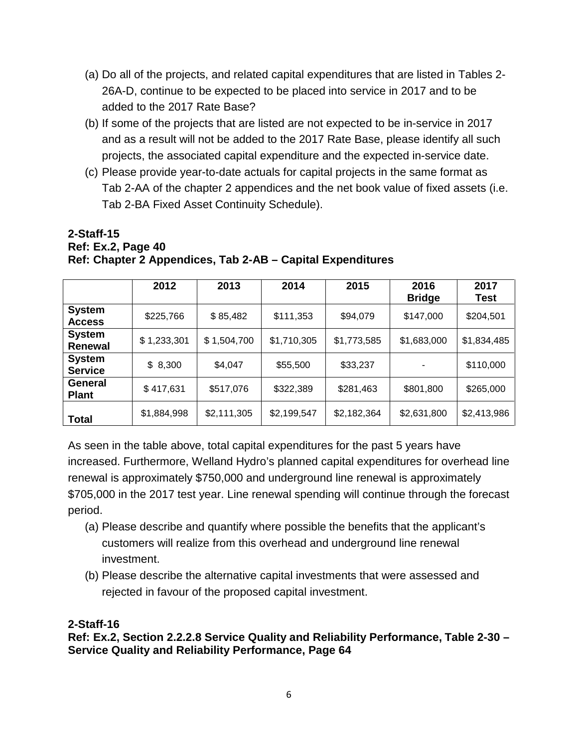(a) Do all of the projects, and related capital expenditures that are listed in Tables 2-26A-D, continue to be expected to be placed into service in 2017 and to be added to the 2017 Rate Base?

(b) If some of the projects that are listed are not expected to be in-service in 2017 and as a result will not be added to the 2017 Rate Base, please identify all such projects, the associated capital expenditure and the expected in-service date.

(c) Please provide year-to-date actuals for capital projects in the same format as Tab 2-AA of the chapter 2 appendices and the net book value of fixed assets (i.e. Tab 2-BA Fixed Asset Continuity Schedule).

**2-Staff-15**
**Ref: Ex.2, Page 40**
**Ref: Chapter 2 Appendices, Tab 2-AB – Capital Expenditures**

| | 2012 | 2013 | 2014 | 2015 | 2016 Bridge | 2017 Test |
|---|---|---|---|---|---|---|
| **System Access** | $225,766 | $ 85,482 | $111,353 | $94,079 | $147,000 | $204,501 |
| **System Renewal** | $ 1,233,301 | $ 1,504,700 | $1,710,305 | $1,773,585 | $1,683,000 | $1,834,485 |
| **System Service** | $ 8,300 | $4,047 | $55,500 | $33,237 | - | $110,000 |
| **General Plant** | $ 417,631 | $517,076 | $322,389 | $281,463 | $801,800 | $265,000 |
| **Total** | $1,884,998 | $2,111,305 | $2,199,547 | $2,182,364 | $2,631,800 | $2,413,986 |

As seen in the table above, total capital expenditures for the past 5 years have increased. Furthermore, Welland Hydro's planned capital expenditures for overhead line renewal is approximately $750,000 and underground line renewal is approximately $705,000 in the 2017 test year. Line renewal spending will continue through the forecast period.

(a) Please describe and quantify where possible the benefits that the applicant's customers will realize from this overhead and underground line renewal investment.

(b) Please describe the alternative capital investments that were assessed and rejected in favour of the proposed capital investment.

**2-Staff-16**
**Ref: Ex.2, Section 2.2.2.8 Service Quality and Reliability Performance, Table 2-30 – Service Quality and Reliability Performance, Page 64**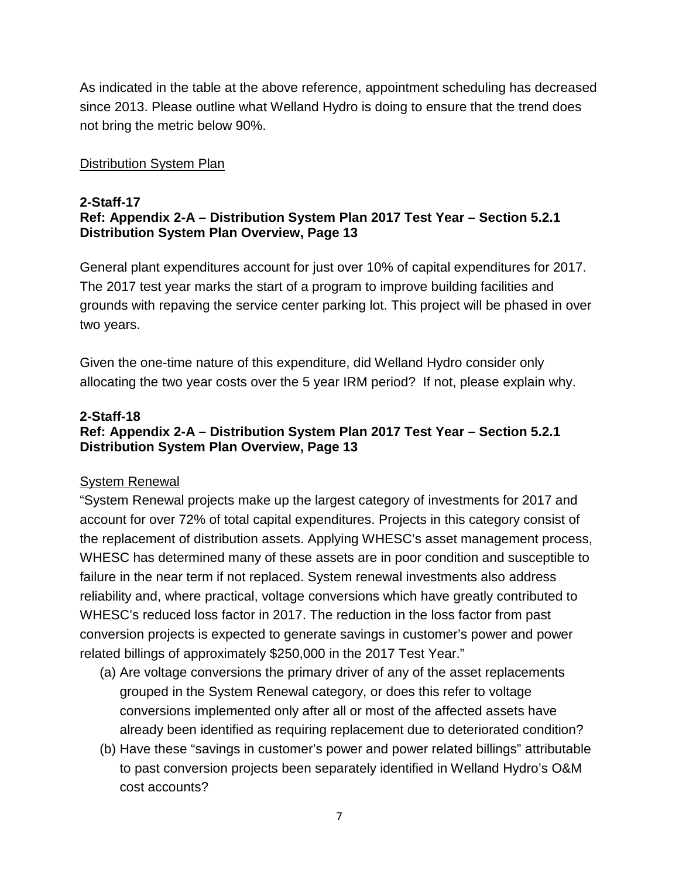As indicated in the table at the above reference, appointment scheduling has decreased since 2013. Please outline what Welland Hydro is doing to ensure that the trend does not bring the metric below 90%.

## Distribution System Plan

### 2-Staff-17
**Ref: Appendix 2-A – Distribution System Plan 2017 Test Year – Section 5.2.1 Distribution System Plan Overview, Page 13**

General plant expenditures account for just over 10% of capital expenditures for 2017. The 2017 test year marks the start of a program to improve building facilities and grounds with repaving the service center parking lot. This project will be phased in over two years.

Given the one-time nature of this expenditure, did Welland Hydro consider only allocating the two year costs over the 5 year IRM period? If not, please explain why.

### 2-Staff-18
**Ref: Appendix 2-A – Distribution System Plan 2017 Test Year – Section 5.2.1 Distribution System Plan Overview, Page 13**

System Renewal

"System Renewal projects make up the largest category of investments for 2017 and account for over 72% of total capital expenditures. Projects in this category consist of the replacement of distribution assets. Applying WHESC's asset management process, WHESC has determined many of these assets are in poor condition and susceptible to failure in the near term if not replaced. System renewal investments also address reliability and, where practical, voltage conversions which have greatly contributed to WHESC's reduced loss factor in 2017. The reduction in the loss factor from past conversion projects is expected to generate savings in customer's power and power related billings of approximately $250,000 in the 2017 Test Year."

(a) Are voltage conversions the primary driver of any of the asset replacements grouped in the System Renewal category, or does this refer to voltage conversions implemented only after all or most of the affected assets have already been identified as requiring replacement due to deteriorated condition?

(b) Have these "savings in customer's power and power related billings" attributable to past conversion projects been separately identified in Welland Hydro's O&M cost accounts?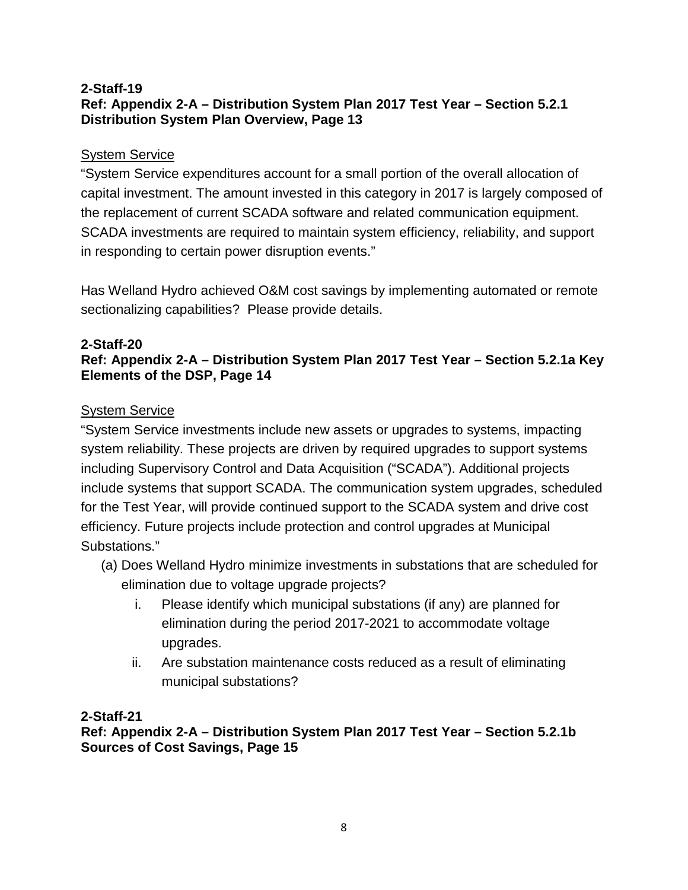**2-Staff-19**
**Ref: Appendix 2-A – Distribution System Plan 2017 Test Year – Section 5.2.1 Distribution System Plan Overview, Page 13**

System Service

"System Service expenditures account for a small portion of the overall allocation of capital investment. The amount invested in this category in 2017 is largely composed of the replacement of current SCADA software and related communication equipment. SCADA investments are required to maintain system efficiency, reliability, and support in responding to certain power disruption events."

Has Welland Hydro achieved O&M cost savings by implementing automated or remote sectionalizing capabilities? Please provide details.

**2-Staff-20**
**Ref: Appendix 2-A – Distribution System Plan 2017 Test Year – Section 5.2.1a Key Elements of the DSP, Page 14**

System Service

"System Service investments include new assets or upgrades to systems, impacting system reliability. These projects are driven by required upgrades to support systems including Supervisory Control and Data Acquisition ("SCADA"). Additional projects include systems that support SCADA. The communication system upgrades, scheduled for the Test Year, will provide continued support to the SCADA system and drive cost efficiency. Future projects include protection and control upgrades at Municipal Substations."

(a) Does Welland Hydro minimize investments in substations that are scheduled for elimination due to voltage upgrade projects?

   i. Please identify which municipal substations (if any) are planned for elimination during the period 2017-2021 to accommodate voltage upgrades.

   ii. Are substation maintenance costs reduced as a result of eliminating municipal substations?

**2-Staff-21**
**Ref: Appendix 2-A – Distribution System Plan 2017 Test Year – Section 5.2.1b Sources of Cost Savings, Page 15**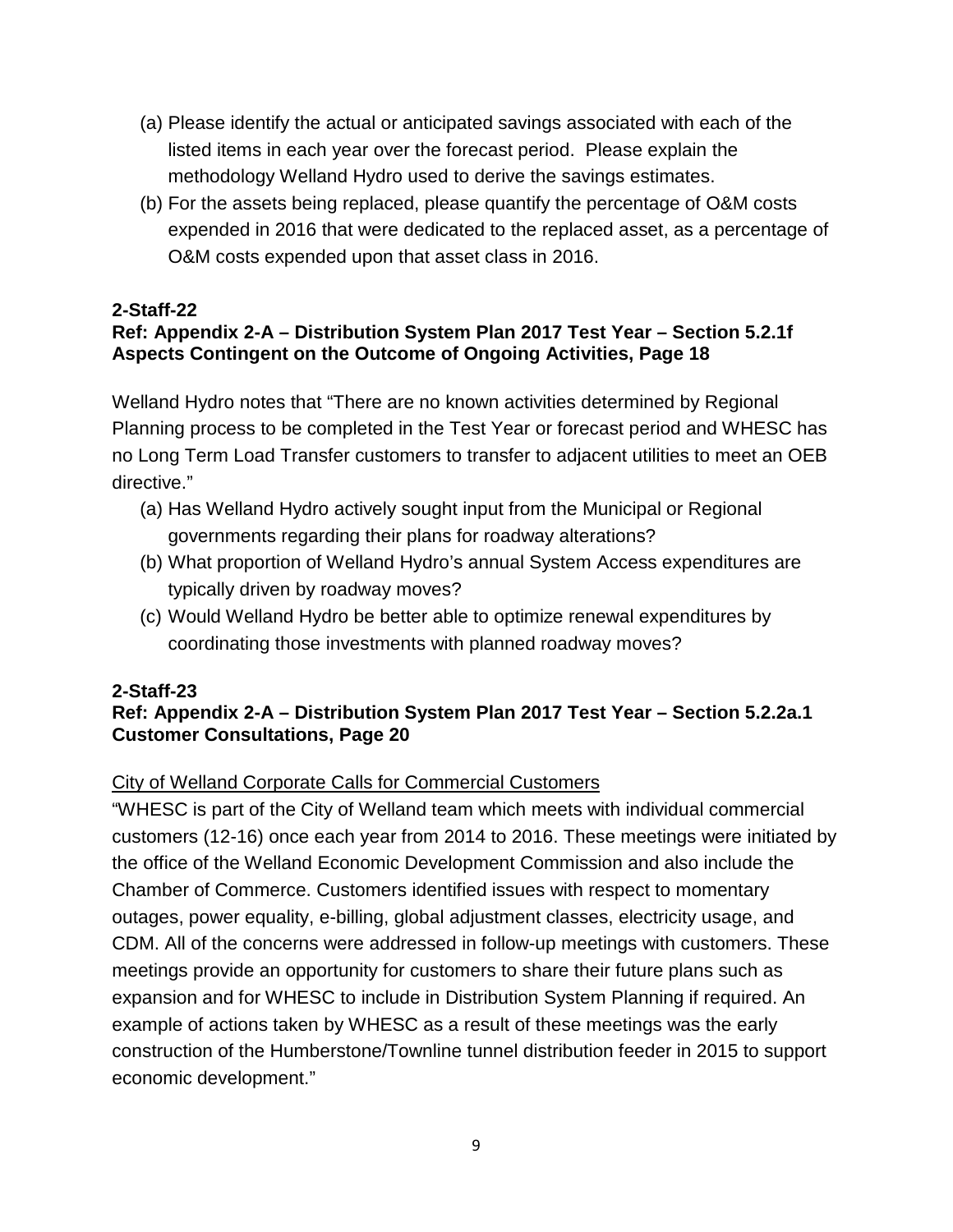(a) Please identify the actual or anticipated savings associated with each of the listed items in each year over the forecast period. Please explain the methodology Welland Hydro used to derive the savings estimates.

(b) For the assets being replaced, please quantify the percentage of O&M costs expended in 2016 that were dedicated to the replaced asset, as a percentage of O&M costs expended upon that asset class in 2016.

**2-Staff-22**
**Ref: Appendix 2-A – Distribution System Plan 2017 Test Year – Section 5.2.1f Aspects Contingent on the Outcome of Ongoing Activities, Page 18**

Welland Hydro notes that "There are no known activities determined by Regional Planning process to be completed in the Test Year or forecast period and WHESC has no Long Term Load Transfer customers to transfer to adjacent utilities to meet an OEB directive."

(a) Has Welland Hydro actively sought input from the Municipal or Regional governments regarding their plans for roadway alterations?

(b) What proportion of Welland Hydro's annual System Access expenditures are typically driven by roadway moves?

(c) Would Welland Hydro be better able to optimize renewal expenditures by coordinating those investments with planned roadway moves?

**2-Staff-23**
**Ref: Appendix 2-A – Distribution System Plan 2017 Test Year – Section 5.2.2a.1 Customer Consultations, Page 20**

<u>City of Welland Corporate Calls for Commercial Customers</u>

"WHESC is part of the City of Welland team which meets with individual commercial customers (12-16) once each year from 2014 to 2016. These meetings were initiated by the office of the Welland Economic Development Commission and also include the Chamber of Commerce. Customers identified issues with respect to momentary outages, power equality, e-billing, global adjustment classes, electricity usage, and CDM. All of the concerns were addressed in follow-up meetings with customers. These meetings provide an opportunity for customers to share their future plans such as expansion and for WHESC to include in Distribution System Planning if required. An example of actions taken by WHESC as a result of these meetings was the early construction of the Humberstone/Townline tunnel distribution feeder in 2015 to support economic development."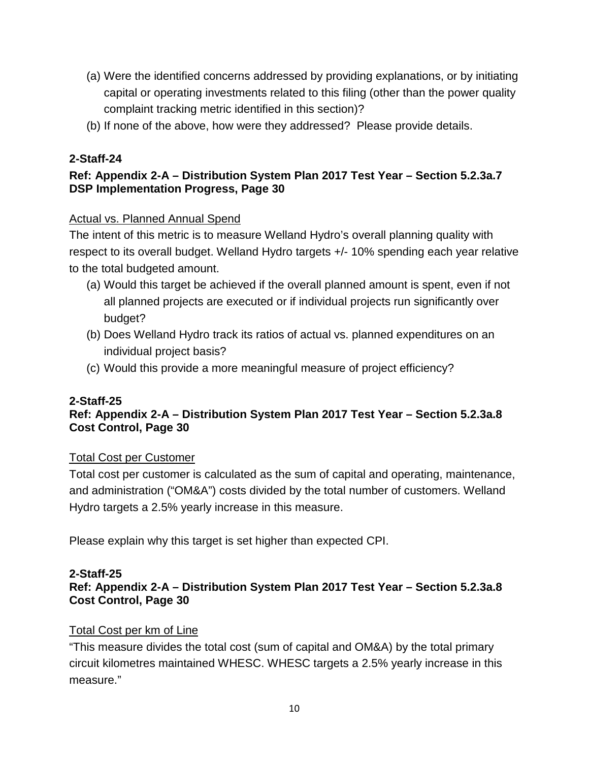(a) Were the identified concerns addressed by providing explanations, or by initiating capital or operating investments related to this filing (other than the power quality complaint tracking metric identified in this section)?

(b) If none of the above, how were they addressed? Please provide details.

**2-Staff-24**

**Ref: Appendix 2-A – Distribution System Plan 2017 Test Year – Section 5.2.3a.7 DSP Implementation Progress, Page 30**

Actual vs. Planned Annual Spend

The intent of this metric is to measure Welland Hydro's overall planning quality with respect to its overall budget. Welland Hydro targets +/- 10% spending each year relative to the total budgeted amount.

(a) Would this target be achieved if the overall planned amount is spent, even if not all planned projects are executed or if individual projects run significantly over budget?

(b) Does Welland Hydro track its ratios of actual vs. planned expenditures on an individual project basis?

(c) Would this provide a more meaningful measure of project efficiency?

**2-Staff-25**

**Ref: Appendix 2-A – Distribution System Plan 2017 Test Year – Section 5.2.3a.8 Cost Control, Page 30**

Total Cost per Customer

Total cost per customer is calculated as the sum of capital and operating, maintenance, and administration ("OM&A") costs divided by the total number of customers. Welland Hydro targets a 2.5% yearly increase in this measure.

Please explain why this target is set higher than expected CPI.

**2-Staff-25**

**Ref: Appendix 2-A – Distribution System Plan 2017 Test Year – Section 5.2.3a.8 Cost Control, Page 30**

Total Cost per km of Line

"This measure divides the total cost (sum of capital and OM&A) by the total primary circuit kilometres maintained WHESC. WHESC targets a 2.5% yearly increase in this measure."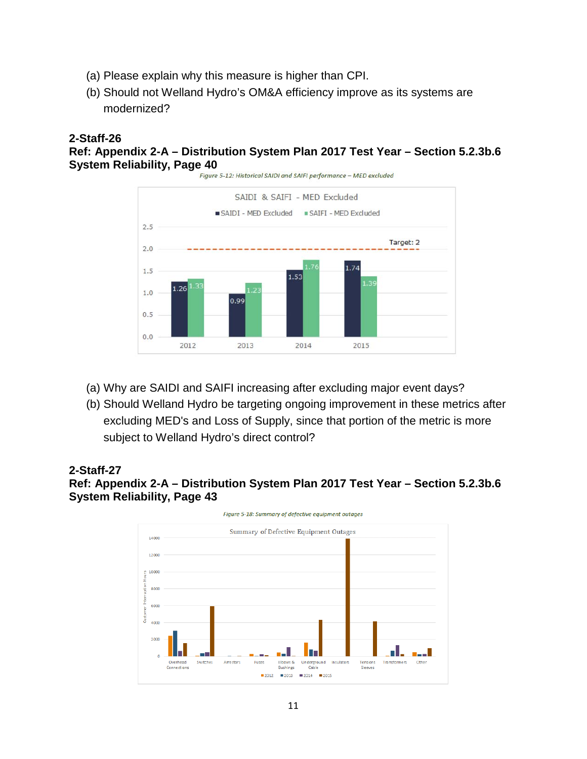(a) Please explain why this measure is higher than CPI.

(b) Should not Welland Hydro's OM&A efficiency improve as its systems are modernized?

**2-Staff-26**

**Ref: Appendix 2-A – Distribution System Plan 2017 Test Year – Section 5.2.3b.6 System Reliability, Page 40**

*Figure 5-12: Historical SAIDI and SAIFI performance – MED excluded*

SAIDI & SAIFI - MED Excluded

| Year | SAIDI - MED Excluded | SAIFI - MED Excluded |
|---|---|---|
| 2012 | 1.26 | 1.33 |
| 2013 | 0.99 | 1.23 |
| 2014 | 1.53 | 1.76 |
| 2015 | 1.74 | 1.39 |

Target: 2

(a) Why are SAIDI and SAIFI increasing after excluding major event days?

(b) Should Welland Hydro be targeting ongoing improvement in these metrics after excluding MED's and Loss of Supply, since that portion of the metric is more subject to Welland Hydro's direct control?

**2-Staff-27**

**Ref: Appendix 2-A – Distribution System Plan 2017 Test Year – Section 5.2.3b.6 System Reliability, Page 43**

*Figure 5-18: Summary of defective equipment outages*

Summary of Defective Equipment Outages

Customer Interruption Hours by category (Overhead Connections, Switches, Arrestors, Fuses, Elbows & Bushings, Underground Cable, Insulators, Tensions Sleeves, Transformers, Other) for 2012, 2013, 2014, 2015.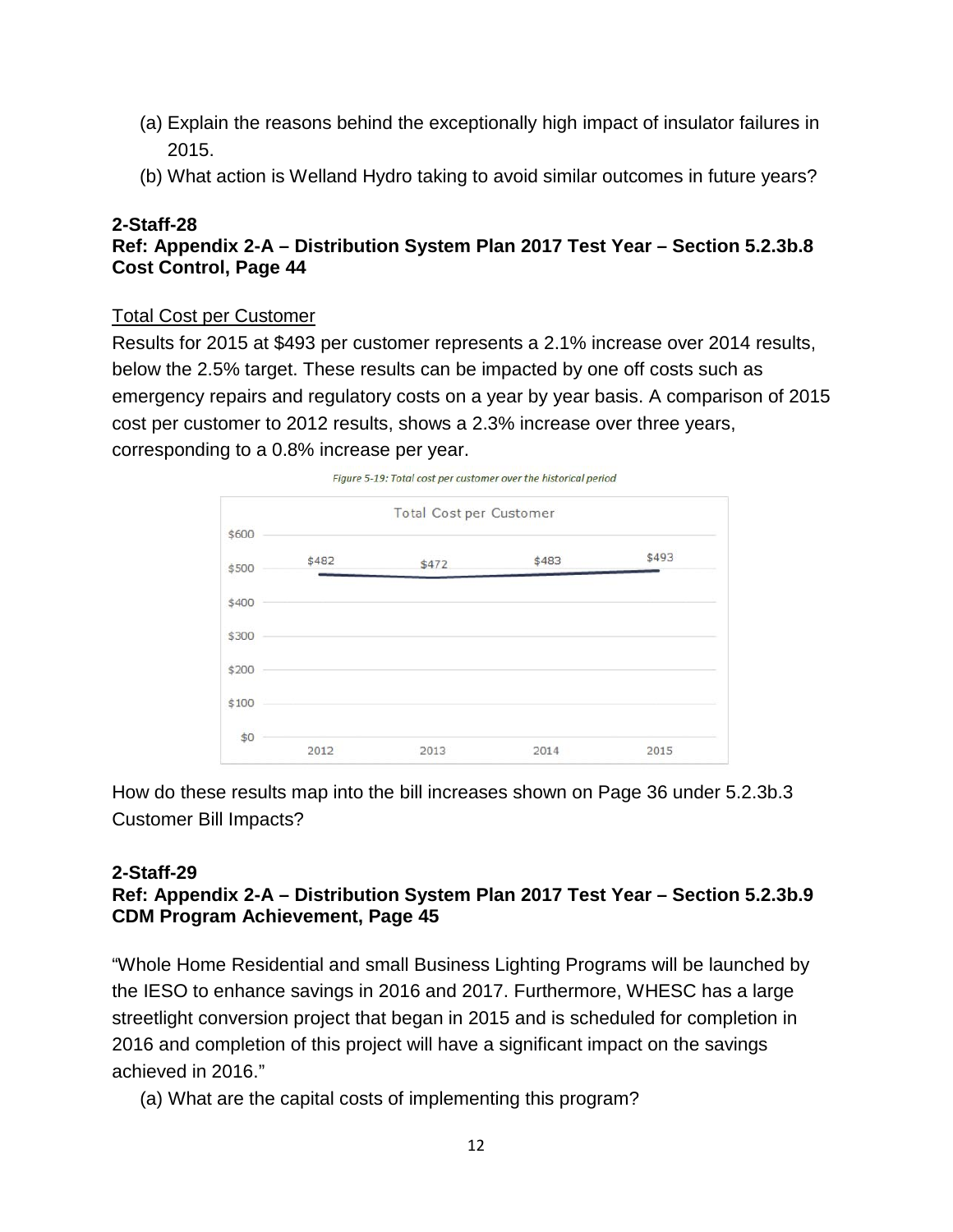(a) Explain the reasons behind the exceptionally high impact of insulator failures in 2015.

(b) What action is Welland Hydro taking to avoid similar outcomes in future years?

**2-Staff-28**

**Ref: Appendix 2-A – Distribution System Plan 2017 Test Year – Section 5.2.3b.8 Cost Control, Page 44**

Total Cost per Customer

Results for 2015 at $493 per customer represents a 2.1% increase over 2014 results, below the 2.5% target. These results can be impacted by one off costs such as emergency repairs and regulatory costs on a year by year basis. A comparison of 2015 cost per customer to 2012 results, shows a 2.3% increase over three years, corresponding to a 0.8% increase per year.

*Figure 5-19: Total cost per customer over the historical period*

Total Cost per Customer

| Year | 2012 | 2013 | 2014 | 2015 |
|---|---|---|---|---|
| Total Cost per Customer | $482 | $472 | $483 | $493 |

How do these results map into the bill increases shown on Page 36 under 5.2.3b.3 Customer Bill Impacts?

**2-Staff-29**

**Ref: Appendix 2-A – Distribution System Plan 2017 Test Year – Section 5.2.3b.9 CDM Program Achievement, Page 45**

"Whole Home Residential and small Business Lighting Programs will be launched by the IESO to enhance savings in 2016 and 2017. Furthermore, WHESC has a large streetlight conversion project that began in 2015 and is scheduled for completion in 2016 and completion of this project will have a significant impact on the savings achieved in 2016."

(a) What are the capital costs of implementing this program?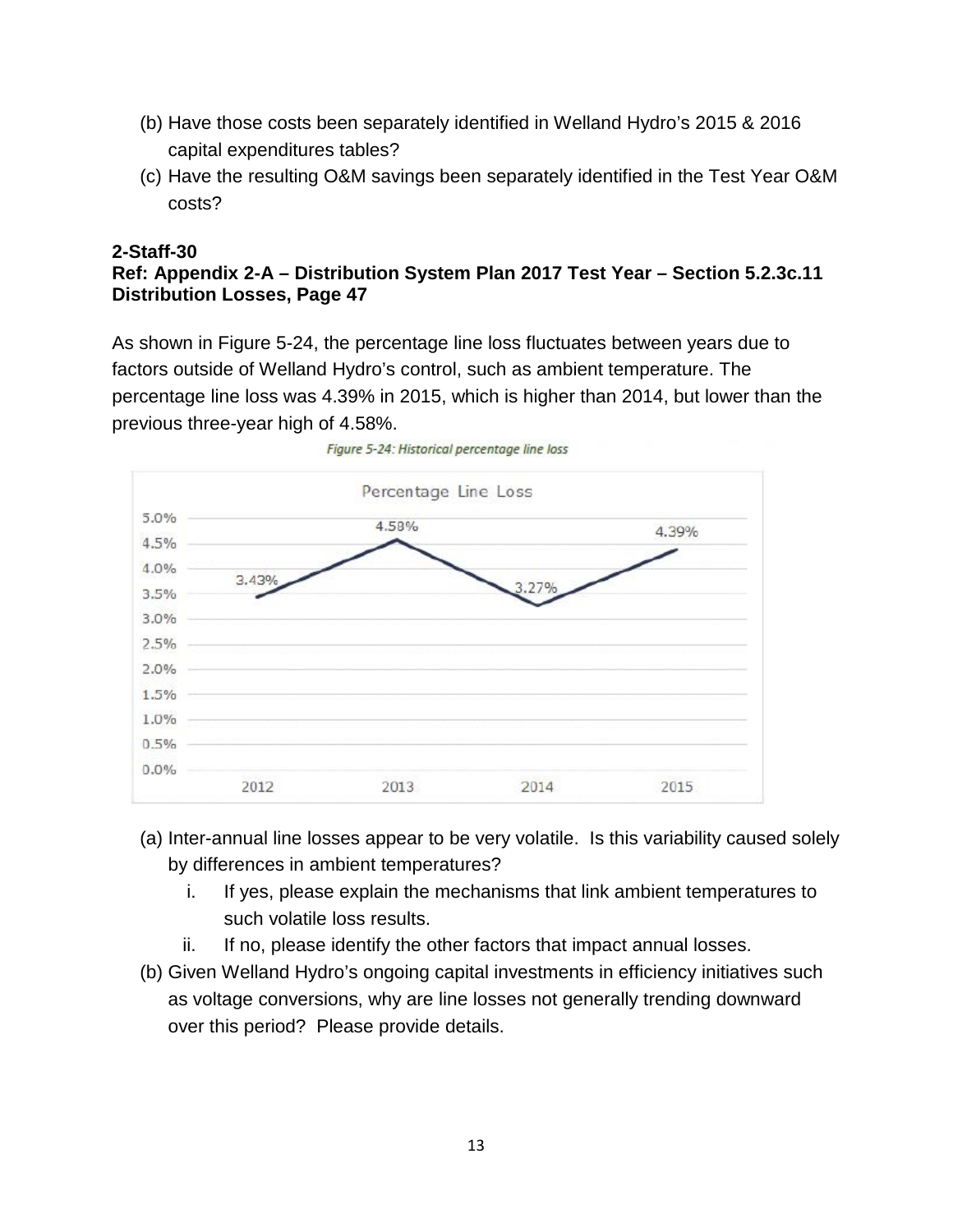(b) Have those costs been separately identified in Welland Hydro's 2015 & 2016 capital expenditures tables?

(c) Have the resulting O&M savings been separately identified in the Test Year O&M costs?

**2-Staff-30**
**Ref: Appendix 2-A – Distribution System Plan 2017 Test Year – Section 5.2.3c.11 Distribution Losses, Page 47**

As shown in Figure 5-24, the percentage line loss fluctuates between years due to factors outside of Welland Hydro's control, such as ambient temperature. The percentage line loss was 4.39% in 2015, which is higher than 2014, but lower than the previous three-year high of 4.58%.

*Figure 5-24: Historical percentage line loss*

| Year | Percentage Line Loss |
|---|---|
| 2012 | 3.43% |
| 2013 | 4.58% |
| 2014 | 3.27% |
| 2015 | 4.39% |

(a) Inter-annual line losses appear to be very volatile. Is this variability caused solely by differences in ambient temperatures?

i. If yes, please explain the mechanisms that link ambient temperatures to such volatile loss results.

ii. If no, please identify the other factors that impact annual losses.

(b) Given Welland Hydro's ongoing capital investments in efficiency initiatives such as voltage conversions, why are line losses not generally trending downward over this period? Please provide details.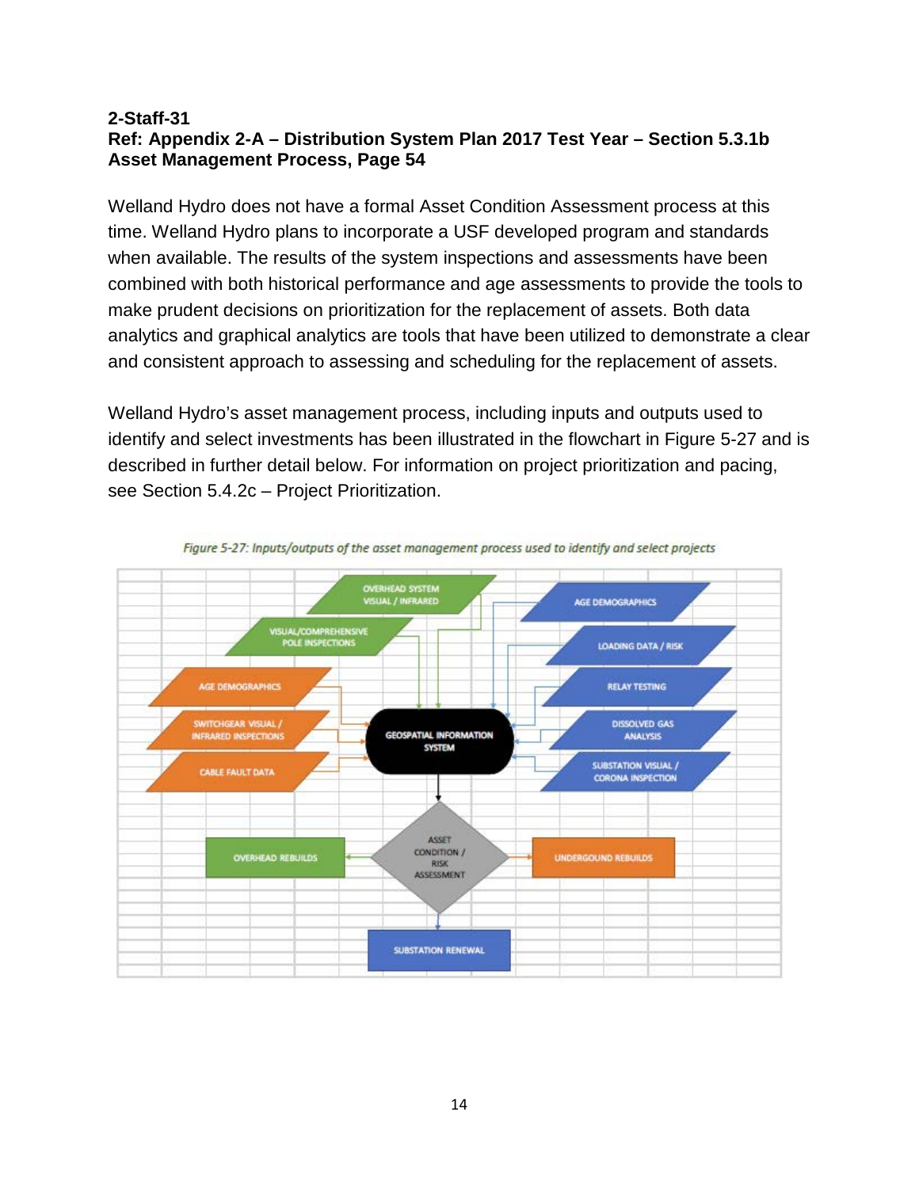**2-Staff-31**
**Ref: Appendix 2-A – Distribution System Plan 2017 Test Year – Section 5.3.1b Asset Management Process, Page 54**

Welland Hydro does not have a formal Asset Condition Assessment process at this time. Welland Hydro plans to incorporate a USF developed program and standards when available. The results of the system inspections and assessments have been combined with both historical performance and age assessments to provide the tools to make prudent decisions on prioritization for the replacement of assets. Both data analytics and graphical analytics are tools that have been utilized to demonstrate a clear and consistent approach to assessing and scheduling for the replacement of assets.

Welland Hydro's asset management process, including inputs and outputs used to identify and select investments has been illustrated in the flowchart in Figure 5-27 and is described in further detail below. For information on project prioritization and pacing, see Section 5.4.2c – Project Prioritization.

*Figure 5-27: Inputs/outputs of the asset management process used to identify and select projects*

OVERHEAD SYSTEM VISUAL / INFRARED

VISUAL/COMPREHENSIVE POLE INSPECTIONS

AGE DEMOGRAPHICS

SWITCHGEAR VISUAL / INFRARED INSPECTIONS

CABLE FAULT DATA

AGE DEMOGRAPHICS

LOADING DATA / RISK

RELAY TESTING

DISSOLVED GAS ANALYSIS

SUBSTATION VISUAL / CORONA INSPECTION

GEOSPATIAL INFORMATION SYSTEM

ASSET CONDITION / RISK ASSESSMENT

OVERHEAD REBUILDS

UNDERGOUND REBUILDS

SUBSTATION RENEWAL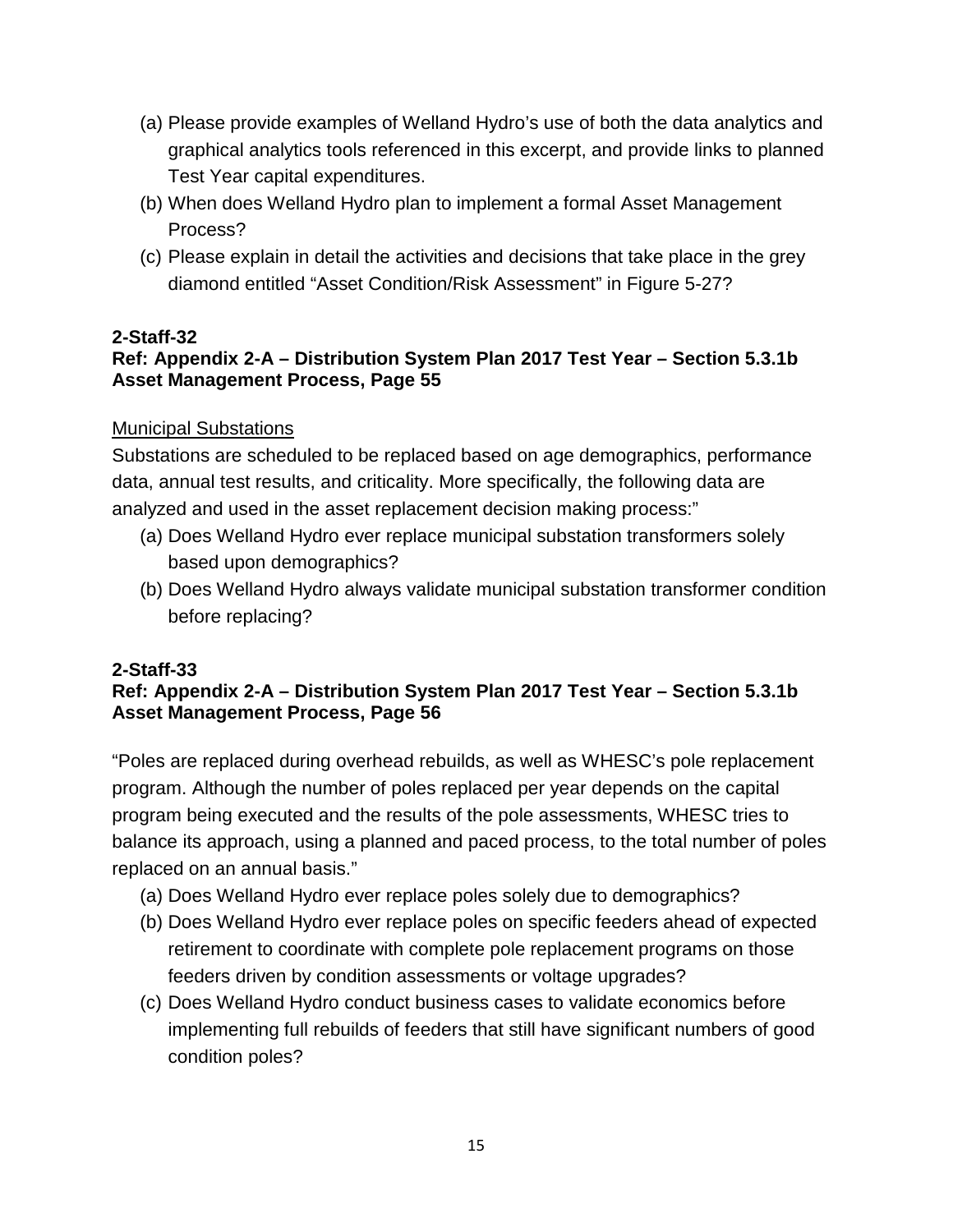(a) Please provide examples of Welland Hydro's use of both the data analytics and graphical analytics tools referenced in this excerpt, and provide links to planned Test Year capital expenditures.

(b) When does Welland Hydro plan to implement a formal Asset Management Process?

(c) Please explain in detail the activities and decisions that take place in the grey diamond entitled "Asset Condition/Risk Assessment" in Figure 5-27?

**2-Staff-32**
**Ref: Appendix 2-A – Distribution System Plan 2017 Test Year – Section 5.3.1b Asset Management Process, Page 55**

Municipal Substations

Substations are scheduled to be replaced based on age demographics, performance data, annual test results, and criticality. More specifically, the following data are analyzed and used in the asset replacement decision making process:"

(a) Does Welland Hydro ever replace municipal substation transformers solely based upon demographics?

(b) Does Welland Hydro always validate municipal substation transformer condition before replacing?

**2-Staff-33**
**Ref: Appendix 2-A – Distribution System Plan 2017 Test Year – Section 5.3.1b Asset Management Process, Page 56**

"Poles are replaced during overhead rebuilds, as well as WHESC's pole replacement program. Although the number of poles replaced per year depends on the capital program being executed and the results of the pole assessments, WHESC tries to balance its approach, using a planned and paced process, to the total number of poles replaced on an annual basis."

(a) Does Welland Hydro ever replace poles solely due to demographics?

(b) Does Welland Hydro ever replace poles on specific feeders ahead of expected retirement to coordinate with complete pole replacement programs on those feeders driven by condition assessments or voltage upgrades?

(c) Does Welland Hydro conduct business cases to validate economics before implementing full rebuilds of feeders that still have significant numbers of good condition poles?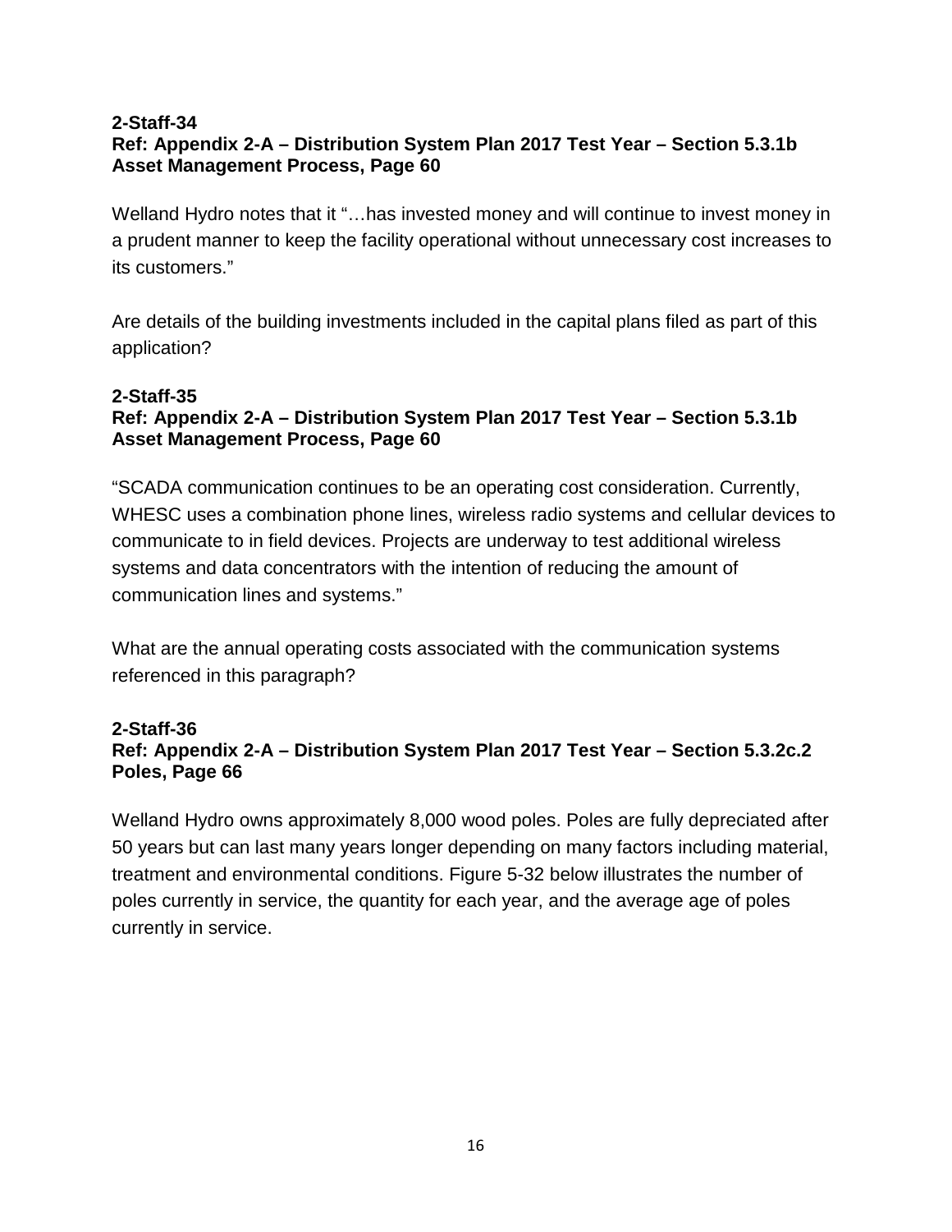**2-Staff-34**
**Ref: Appendix 2-A – Distribution System Plan 2017 Test Year – Section 5.3.1b Asset Management Process, Page 60**

Welland Hydro notes that it "…has invested money and will continue to invest money in a prudent manner to keep the facility operational without unnecessary cost increases to its customers."

Are details of the building investments included in the capital plans filed as part of this application?

**2-Staff-35**
**Ref: Appendix 2-A – Distribution System Plan 2017 Test Year – Section 5.3.1b Asset Management Process, Page 60**

"SCADA communication continues to be an operating cost consideration. Currently, WHESC uses a combination phone lines, wireless radio systems and cellular devices to communicate to in field devices. Projects are underway to test additional wireless systems and data concentrators with the intention of reducing the amount of communication lines and systems."

What are the annual operating costs associated with the communication systems referenced in this paragraph?

**2-Staff-36**
**Ref: Appendix 2-A – Distribution System Plan 2017 Test Year – Section 5.3.2c.2 Poles, Page 66**

Welland Hydro owns approximately 8,000 wood poles. Poles are fully depreciated after 50 years but can last many years longer depending on many factors including material, treatment and environmental conditions. Figure 5-32 below illustrates the number of poles currently in service, the quantity for each year, and the average age of poles currently in service.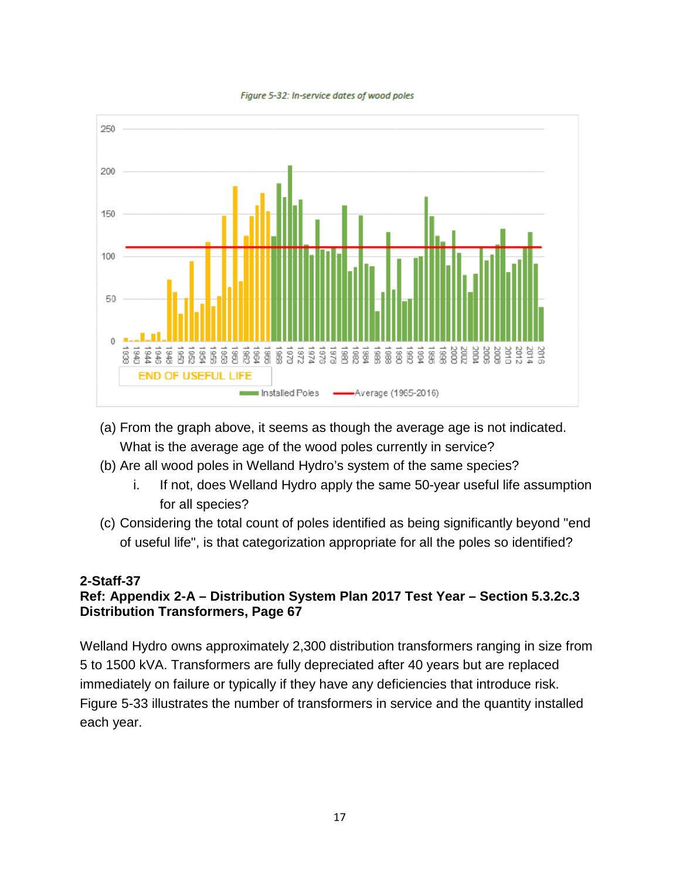*Figure 5-32: In-service dates of wood poles*

(a) From the graph above, it seems as though the average age is not indicated. What is the average age of the wood poles currently in service?

(b) Are all wood poles in Welland Hydro's system of the same species?

   i. If not, does Welland Hydro apply the same 50-year useful life assumption for all species?

(c) Considering the total count of poles identified as being significantly beyond "end of useful life", is that categorization appropriate for all the poles so identified?

**2-Staff-37**
**Ref: Appendix 2-A – Distribution System Plan 2017 Test Year – Section 5.3.2c.3 Distribution Transformers, Page 67**

Welland Hydro owns approximately 2,300 distribution transformers ranging in size from 5 to 1500 kVA. Transformers are fully depreciated after 40 years but are replaced immediately on failure or typically if they have any deficiencies that introduce risk. Figure 5-33 illustrates the number of transformers in service and the quantity installed each year.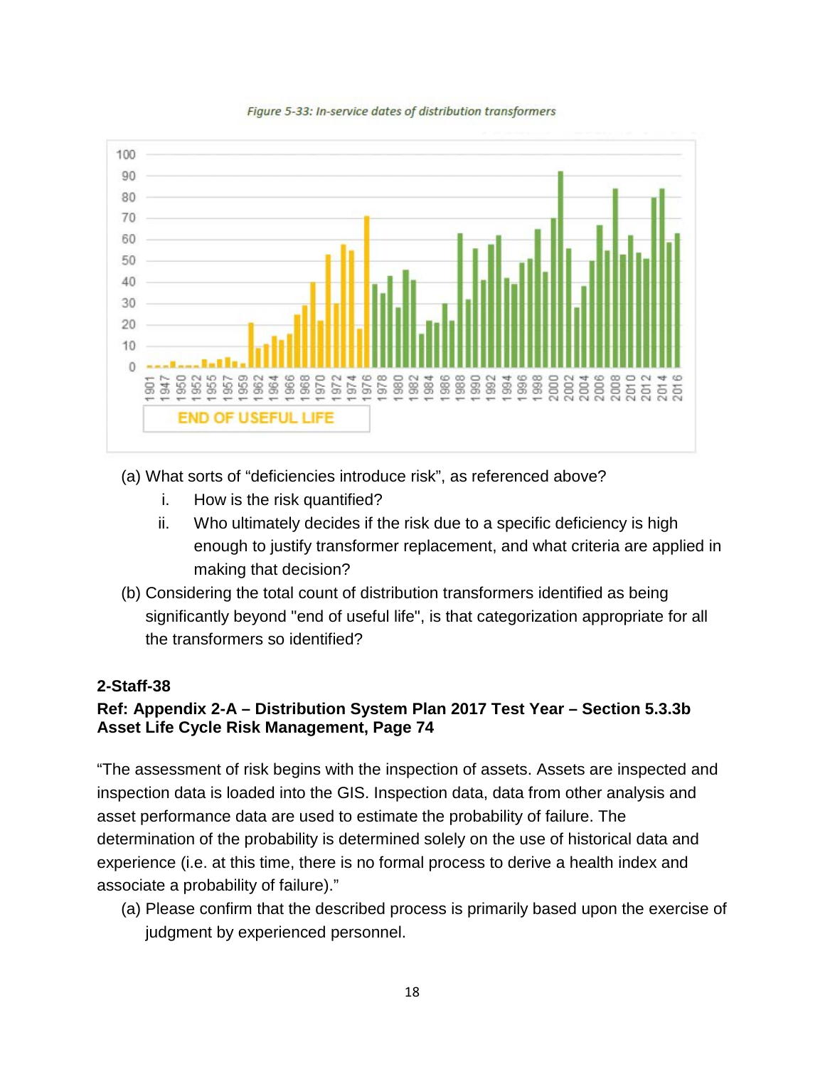Figure 5-33: In-service dates of distribution transformers

(a) What sorts of "deficiencies introduce risk", as referenced above?

   i. How is the risk quantified?

   ii. Who ultimately decides if the risk due to a specific deficiency is high enough to justify transformer replacement, and what criteria are applied in making that decision?

(b) Considering the total count of distribution transformers identified as being significantly beyond "end of useful life", is that categorization appropriate for all the transformers so identified?

**2-Staff-38**

**Ref: Appendix 2-A – Distribution System Plan 2017 Test Year – Section 5.3.3b Asset Life Cycle Risk Management, Page 74**

"The assessment of risk begins with the inspection of assets. Assets are inspected and inspection data is loaded into the GIS. Inspection data, data from other analysis and asset performance data are used to estimate the probability of failure. The determination of the probability is determined solely on the use of historical data and experience (i.e. at this time, there is no formal process to derive a health index and associate a probability of failure)."

(a) Please confirm that the described process is primarily based upon the exercise of judgment by experienced personnel.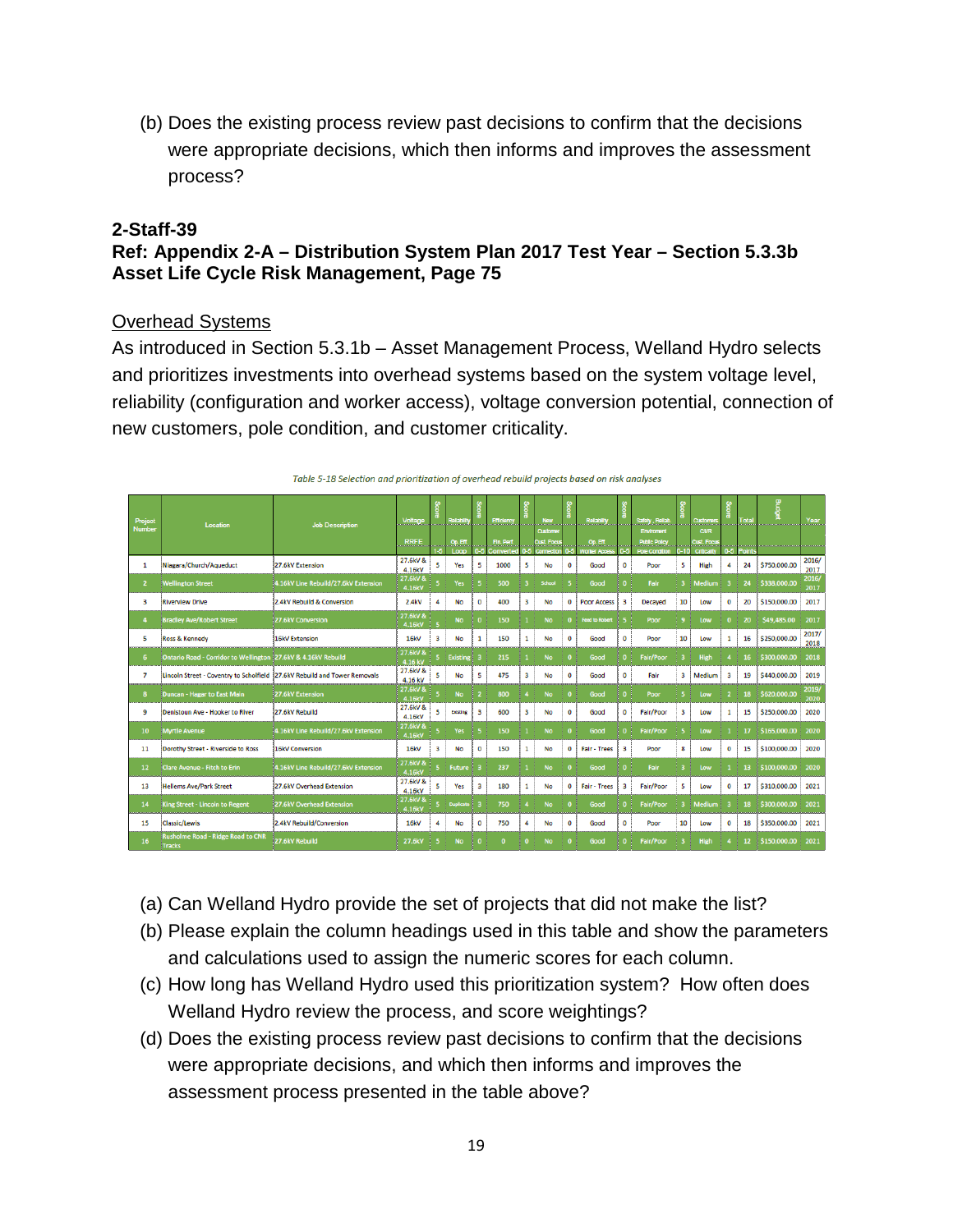(b) Does the existing process review past decisions to confirm that the decisions were appropriate decisions, which then informs and improves the assessment process?

## 2-Staff-39

**Ref: Appendix 2-A – Distribution System Plan 2017 Test Year – Section 5.3.3b Asset Life Cycle Risk Management, Page 75**

<u>Overhead Systems</u>

As introduced in Section 5.3.1b – Asset Management Process, Welland Hydro selects and prioritizes investments into overhead systems based on the system voltage level, reliability (configuration and worker access), voltage conversion potential, connection of new customers, pole condition, and customer criticality.

*Table 5-18 Selection and prioritization of overhead rebuild projects based on risk analyses*

| Project Number | Location | Job Description | Voltage RRFE | Score 1-5 | Reliability Op. Eff Loop | Score 0-5 | Efficiency Fin. Perf Converted | Score 0-5 | New Customer Cust. Focus Connection | Score 0-5 | Reliability Op. Eff Worker Access | Score 0-5 | Safety, Reliab Environment Public Policy Pole Condition | Score 0-10 | Customers C&R Cust. Focus Criticality | Score 0-5 | Total Points | Budget | Year |
|---|---|---|---|---|---|---|---|---|---|---|---|---|---|---|---|---|---|---|---|
| 1 | Niagara/Church/Aqueduct | 27.6kV Extension | 27.6kV & 4.16kV | 5 | Yes | 5 | 1000 | 5 | No | 0 | Good | 0 | Poor | 5 | High | 4 | 24 | $750,000.00 | 2016/ 2017 |
| 2 | Wellington Street | 4.16kV Line Rebuild/27.6kV Extension | 27.6kV & 4.16kV | 5 | Yes | 5 | 500 | 3 | School | 5 | Good | 0 | Fair | 3 | Medium | 3 | 24 | $338,000.00 | 2016/ 2017 |
| 3 | Riverview Drive | 2.4kV Rebuild & Conversion | 2.4kV | 4 | No | 0 | 400 | 3 | No | 0 | Poor Access | 3 | Decayed | 10 | Low | 0 | 20 | $150,000.00 | 2017 |
| 4 | Bradley Ave/Robert Street | 27.6kV Conversion | 27.6kV & 4.16kV | 5 | No | 0 | 150 | 1 | No | 0 | Feed to Robert | 5 | Poor | 9 | Low | 0 | 20 | $49,485.00 | 2017 |
| 5 | Ross & Kennedy | 16kV Extension | 16kV | 3 | No | 1 | 150 | 1 | No | 0 | Good | 0 | Poor | 10 | Low | 1 | 16 | $250,000.00 | 2017/ 2018 |
| 6 | Ontario Road - Corridor to Wellington | 27.6kV & 4.16kV Rebuild | 27.6kV & 4.16 kV | 5 | Existing | 3 | 215 | 1 | No | 0 | Good | 0 | Fair/Poor | 3 | High | 4 | 16 | $300,000.00 | 2018 |
| 7 | Lincoln Street - Coventry to Scholfield | 27.6kV Rebuild and Tower Removals | 27.6kV & 4.16 kV | 5 | No | 5 | 475 | 3 | No | 0 | Good | 0 | Fair | 3 | Medium | 3 | 19 | $440,000.00 | 2019 |
| 8 | Duncan - Hagar to East Main | 27.6kV Extension | 27.6kV & 4.16kV | 5 | No | 2 | 800 | 4 | No | 0 | Good | 0 | Poor | 5 | Low | 2 | 18 | $620,000.00 | 2019/ 2020 |
| 9 | Denistoun Ave - Hooker to River | 27.6kV Rebuild | 27.6kV & 4.16kV | 5 | Existing | 3 | 600 | 3 | No | 0 | Good | 0 | Fair/Poor | 3 | Low | 1 | 15 | $250,000.00 | 2020 |
| 10 | Myrtle Avenue | 4.16kV Line Rebuild/27.6kV Extension | 27.6kV & 4.16kV | 5 | Yes | 5 | 150 | 1 | No | 0 | Good | 0 | Fair/Poor | 5 | Low | 1 | 17 | $165,000.00 | 2020 |
| 11 | Dorothy Street - Riverside to Ross | 16kV Conversion | 16kV | 3 | No | 0 | 150 | 1 | No | 0 | Fair - Trees | 3 | Poor | 8 | Low | 0 | 15 | $100,000.00 | 2020 |
| 12 | Clare Avenue - Fitch to Erin | 4.16kV Line Rebuild/27.6kV Extension | 27.6kV & 4.16kV | 5 | Future | 3 | 237 | 1 | No | 0 | Good | 0 | Fair | 3 | Low | 1 | 13 | $100,000.00 | 2020 |
| 13 | Hellems Ave/Park Street | 27.6kV Overhead Extension | 27.6kV & 4.16kV | 5 | Yes | 3 | 180 | 1 | No | 0 | Fair - Trees | 3 | Fair/Poor | 5 | Low | 0 | 17 | $310,000.00 | 2021 |
| 14 | King Street - Lincoln to Regent | 27.6kV Overhead Extension | 27.6kV & 4.16kV | 5 | Duplicate | 3 | 750 | 4 | No | 0 | Good | 0 | Fair/Poor | 3 | Medium | 3 | 18 | $300,000.00 | 2021 |
| 15 | Classic/Lewis | 2.4kV Rebuild/Conversion | 16kV | 4 | No | 0 | 750 | 4 | No | 0 | Good | 0 | Poor | 10 | Low | 0 | 18 | $350,000.00 | 2021 |
| 16 | Rusholme Road - Ridge Road to CNR Tracks | 27.6kV Rebuild | 27.6kV | 5 | No | 0 | 0 | 0 | No | 0 | Good | 0 | Fair/Poor | 3 | High | 4 | 12 | $150,000.00 | 2021 |

(a) Can Welland Hydro provide the set of projects that did not make the list?

(b) Please explain the column headings used in this table and show the parameters and calculations used to assign the numeric scores for each column.

(c) How long has Welland Hydro used this prioritization system? How often does Welland Hydro review the process, and score weightings?

(d) Does the existing process review past decisions to confirm that the decisions were appropriate decisions, and which then informs and improves the assessment process presented in the table above?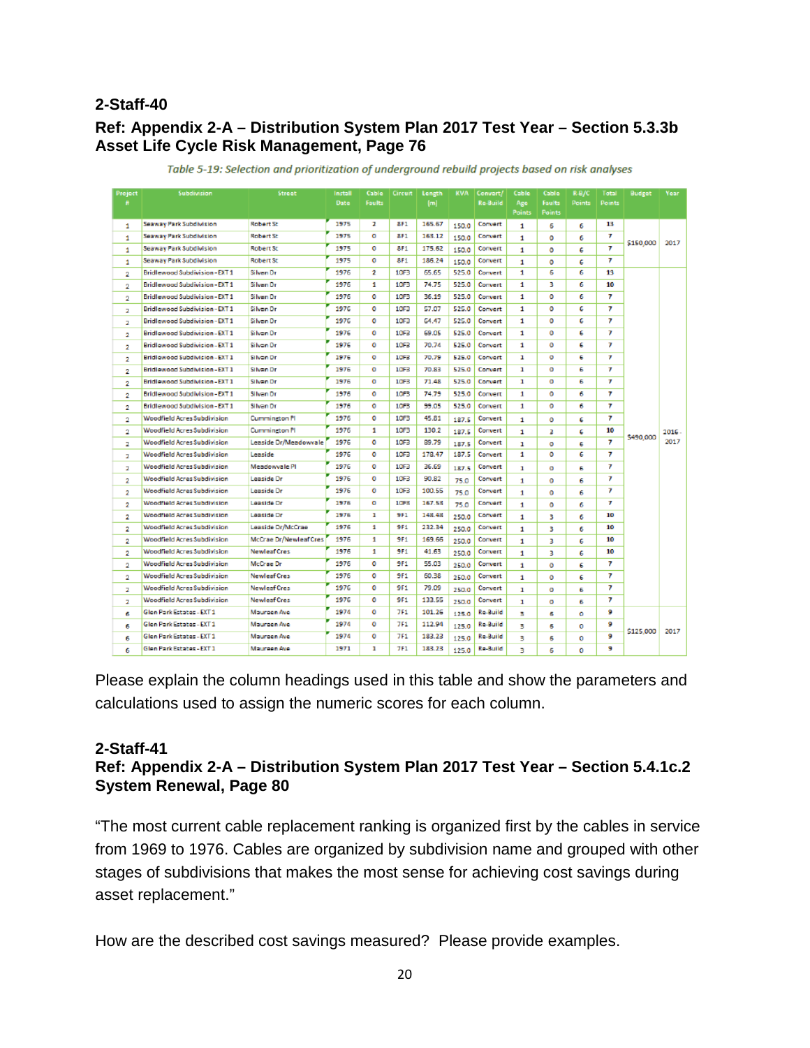## 2-Staff-40

### Ref: Appendix 2-A – Distribution System Plan 2017 Test Year – Section 5.3.3b Asset Life Cycle Risk Management, Page 76

*Table 5-19: Selection and prioritization of underground rebuild projects based on risk analyses*

| Project # | Subdivision | Street | Install Date | Cable Faults | Circuit | Length (m) | KVA | Convert/ Re-Build | Cable Age Points | Cable Faults Points | R-B/C Points | Total Points | Budget | Year |
|---|---|---|---|---|---|---|---|---|---|---|---|---|---|---|
| 1 | Seaway Park Subdivision | Robert St | 1975 | 2 | 8F1 | 165.67 | 150.0 | Convert | 1 | 6 | 6 | 13 | $150,000 | 2017 |
| 1 | Seaway Park Subdivision | Robert St | 1975 | 0 | 8F1 | 168.12 | 150.0 | Convert | 1 | 0 | 6 | 7 | | |
| 1 | Seaway Park Subdivision | Robert St | 1975 | 0 | 8F1 | 175.62 | 150.0 | Convert | 1 | 0 | 6 | 7 | | |
| 1 | Seaway Park Subdivision | Robert St | 1975 | 0 | 8F1 | 186.24 | 150.0 | Convert | 1 | 0 | 6 | 7 | | |
| 2 | Bridlewood Subdivision - EXT 1 | Silven Dr | 1976 | 2 | 10F3 | 65.65 | 525.0 | Convert | 1 | 6 | 6 | 13 | $490,000 | 2016 - 2017 |
| 2 | Bridlewood Subdivision - EXT 1 | Silven Dr | 1976 | 1 | 10F3 | 74.75 | 525.0 | Convert | 1 | 3 | 6 | 10 | | |
| 2 | Bridlewood Subdivision - EXT 1 | Silven Dr | 1976 | 0 | 10F3 | 36.19 | 525.0 | Convert | 1 | 0 | 6 | 7 | | |
| 2 | Bridlewood Subdivision - EXT 1 | Silven Dr | 1976 | 0 | 10F3 | 57.07 | 525.0 | Convert | 1 | 0 | 6 | 7 | | |
| 2 | Bridlewood Subdivision - EXT 1 | Silven Dr | 1976 | 0 | 10F3 | 64.47 | 525.0 | Convert | 1 | 0 | 6 | 7 | | |
| 2 | Bridlewood Subdivision - EXT 1 | Silven Dr | 1976 | 0 | 10F3 | 69.05 | 525.0 | Convert | 1 | 0 | 6 | 7 | | |
| 2 | Bridlewood Subdivision - EXT 1 | Silven Dr | 1976 | 0 | 10F3 | 70.74 | 525.0 | Convert | 1 | 0 | 6 | 7 | | |
| 2 | Bridlewood Subdivision - EXT 1 | Silven Dr | 1976 | 0 | 10F3 | 70.79 | 525.0 | Convert | 1 | 0 | 6 | 7 | | |
| 2 | Bridlewood Subdivision - EXT 1 | Silven Dr | 1976 | 0 | 10F3 | 70.83 | 525.0 | Convert | 1 | 0 | 6 | 7 | | |
| 2 | Bridlewood Subdivision - EXT 1 | Silven Dr | 1976 | 0 | 10F3 | 71.48 | 525.0 | Convert | 1 | 0 | 6 | 7 | | |
| 2 | Bridlewood Subdivision - EXT 1 | Silven Dr | 1976 | 0 | 10F3 | 74.79 | 525.0 | Convert | 1 | 0 | 6 | 7 | | |
| 2 | Bridlewood Subdivision - EXT 1 | Silven Dr | 1976 | 0 | 10F3 | 99.05 | 525.0 | Convert | 1 | 0 | 6 | 7 | | |
| 2 | Woodfield Acres Subdivision | Cummington Pl | 1976 | 0 | 10F3 | 45.81 | 187.5 | Convert | 1 | 0 | 6 | 7 | | |
| 2 | Woodfield Acres Subdivision | Cummington Pl | 1976 | 1 | 10F3 | 130.2 | 187.5 | Convert | 1 | 3 | 6 | 10 | | |
| 2 | Woodfield Acres Subdivision | Leeside Dr/Meadowvale | 1976 | 0 | 10F3 | 89.79 | 187.5 | Convert | 1 | 0 | 6 | 7 | | |
| 2 | Woodfield Acres Subdivision | Leeside | 1976 | 0 | 10F3 | 178.47 | 187.5 | Convert | 1 | 0 | 6 | 7 | | |
| 2 | Woodfield Acres Subdivision | Meadowvale Pl | 1976 | 0 | 10F3 | 36.69 | 187.5 | Convert | 1 | 0 | 6 | 7 | | |
| 2 | Woodfield Acres Subdivision | Leeside Dr | 1976 | 0 | 10F3 | 90.82 | 75.0 | Convert | 1 | 0 | 6 | 7 | | |
| 2 | Woodfield Acres Subdivision | Leeside Dr | 1976 | 0 | 10F3 | 100.56 | 75.0 | Convert | 1 | 0 | 6 | 7 | | |
| 2 | Woodfield Acres Subdivision | Leeside Dr | 1976 | 0 | 10F3 | 167.53 | 75.0 | Convert | 1 | 0 | 6 | 7 | | |
| 2 | Woodfield Acres Subdivision | Leeside Dr | 1976 | 1 | 9F1 | 148.48 | 250.0 | Convert | 1 | 3 | 6 | 10 | | |
| 2 | Woodfield Acres Subdivision | Leeside Dr/McCrae | 1976 | 1 | 9F1 | 232.34 | 250.0 | Convert | 1 | 3 | 6 | 10 | | |
| 2 | Woodfield Acres Subdivision | McCrae Dr/Newleaf Cres | 1976 | 1 | 9F1 | 169.66 | 250.0 | Convert | 1 | 3 | 6 | 10 | | |
| 2 | Woodfield Acres Subdivision | Newleaf Cres | 1976 | 1 | 9F1 | 41.63 | 250.0 | Convert | 1 | 3 | 6 | 10 | | |
| 2 | Woodfield Acres Subdivision | McCrae Dr | 1976 | 0 | 9F1 | 55.03 | 250.0 | Convert | 1 | 0 | 6 | 7 | | |
| 2 | Woodfield Acres Subdivision | Newleaf Cres | 1976 | 0 | 9F1 | 60.38 | 250.0 | Convert | 1 | 0 | 6 | 7 | | |
| 2 | Woodfield Acres Subdivision | Newleaf Cres | 1976 | 0 | 9F1 | 79.09 | 250.0 | Convert | 1 | 0 | 6 | 7 | | |
| 2 | Woodfield Acres Subdivision | Newleaf Cres | 1976 | 0 | 9F1 | 133.55 | 250.0 | Convert | 1 | 0 | 6 | 7 | | |
| 6 | Glen Park Estates - EXT 1 | Maureen Ave | 1974 | 0 | 7F1 | 101.26 | 125.0 | Re-Build | 3 | 6 | 0 | 9 | $125,000 | 2017 |
| 6 | Glen Park Estates - EXT 1 | Maureen Ave | 1974 | 0 | 7F1 | 112.94 | 125.0 | Re-Build | 3 | 6 | 0 | 9 | | |
| 6 | Glen Park Estates - EXT 1 | Maureen Ave | 1974 | 0 | 7F1 | 183.23 | 125.0 | Re-Build | 3 | 6 | 0 | 9 | | |
| 6 | Glen Park Estates - EXT 1 | Maureen Ave | 1971 | 1 | 7F1 | 183.23 | 125.0 | Re-Build | 3 | 6 | 0 | 9 | | |

Please explain the column headings used in this table and show the parameters and calculations used to assign the numeric scores for each column.

## 2-Staff-41

### Ref: Appendix 2-A – Distribution System Plan 2017 Test Year – Section 5.4.1c.2 System Renewal, Page 80

"The most current cable replacement ranking is organized first by the cables in service from 1969 to 1976. Cables are organized by subdivision name and grouped with other stages of subdivisions that makes the most sense for achieving cost savings during asset replacement."

How are the described cost savings measured? Please provide examples.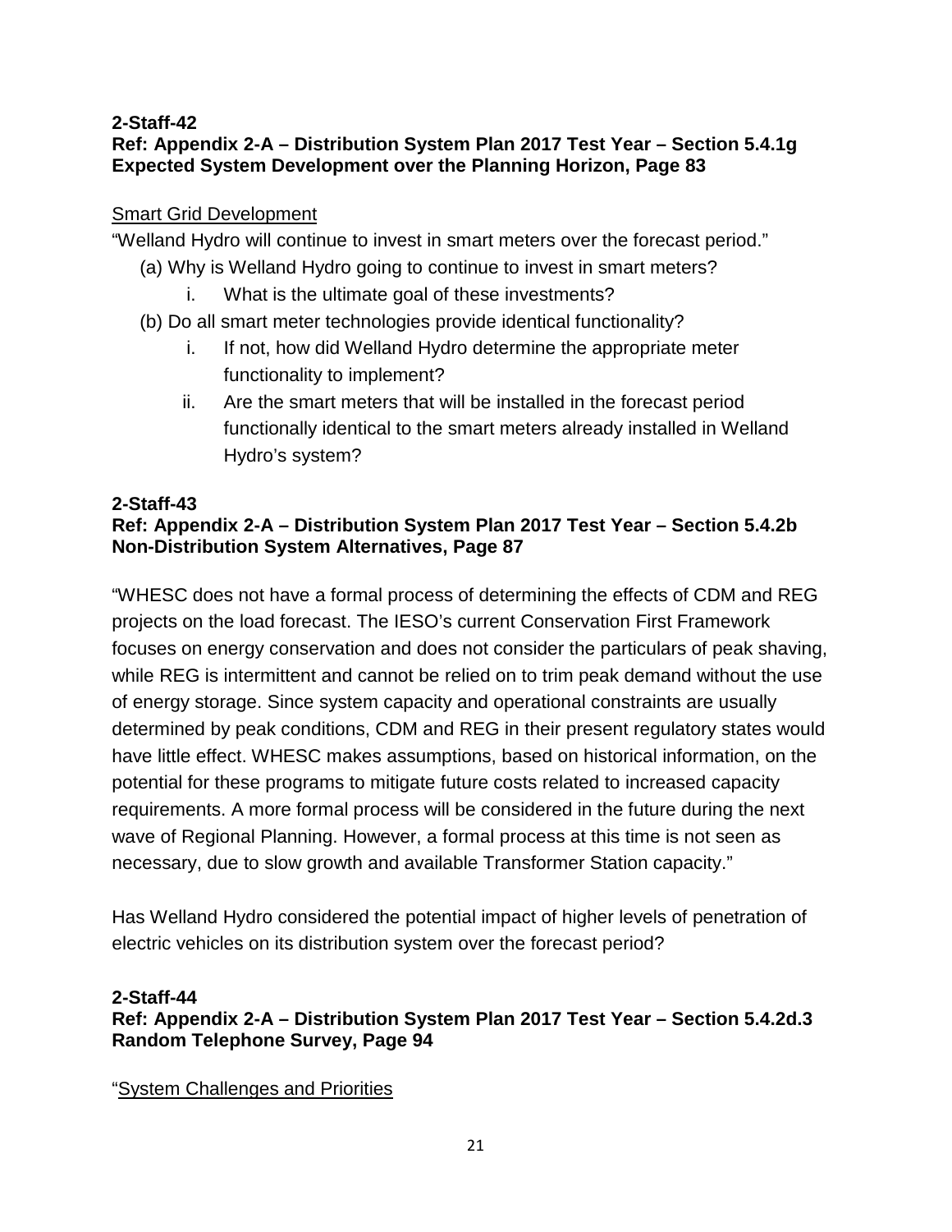**2-Staff-42**
**Ref: Appendix 2-A – Distribution System Plan 2017 Test Year – Section 5.4.1g Expected System Development over the Planning Horizon, Page 83**

Smart Grid Development

"Welland Hydro will continue to invest in smart meters over the forecast period."

(a) Why is Welland Hydro going to continue to invest in smart meters?

  i. What is the ultimate goal of these investments?

(b) Do all smart meter technologies provide identical functionality?

  i. If not, how did Welland Hydro determine the appropriate meter functionality to implement?

  ii. Are the smart meters that will be installed in the forecast period functionally identical to the smart meters already installed in Welland Hydro's system?

**2-Staff-43**
**Ref: Appendix 2-A – Distribution System Plan 2017 Test Year – Section 5.4.2b Non-Distribution System Alternatives, Page 87**

"WHESC does not have a formal process of determining the effects of CDM and REG projects on the load forecast. The IESO's current Conservation First Framework focuses on energy conservation and does not consider the particulars of peak shaving, while REG is intermittent and cannot be relied on to trim peak demand without the use of energy storage. Since system capacity and operational constraints are usually determined by peak conditions, CDM and REG in their present regulatory states would have little effect. WHESC makes assumptions, based on historical information, on the potential for these programs to mitigate future costs related to increased capacity requirements. A more formal process will be considered in the future during the next wave of Regional Planning. However, a formal process at this time is not seen as necessary, due to slow growth and available Transformer Station capacity."

Has Welland Hydro considered the potential impact of higher levels of penetration of electric vehicles on its distribution system over the forecast period?

**2-Staff-44**
**Ref: Appendix 2-A – Distribution System Plan 2017 Test Year – Section 5.4.2d.3 Random Telephone Survey, Page 94**

"System Challenges and Priorities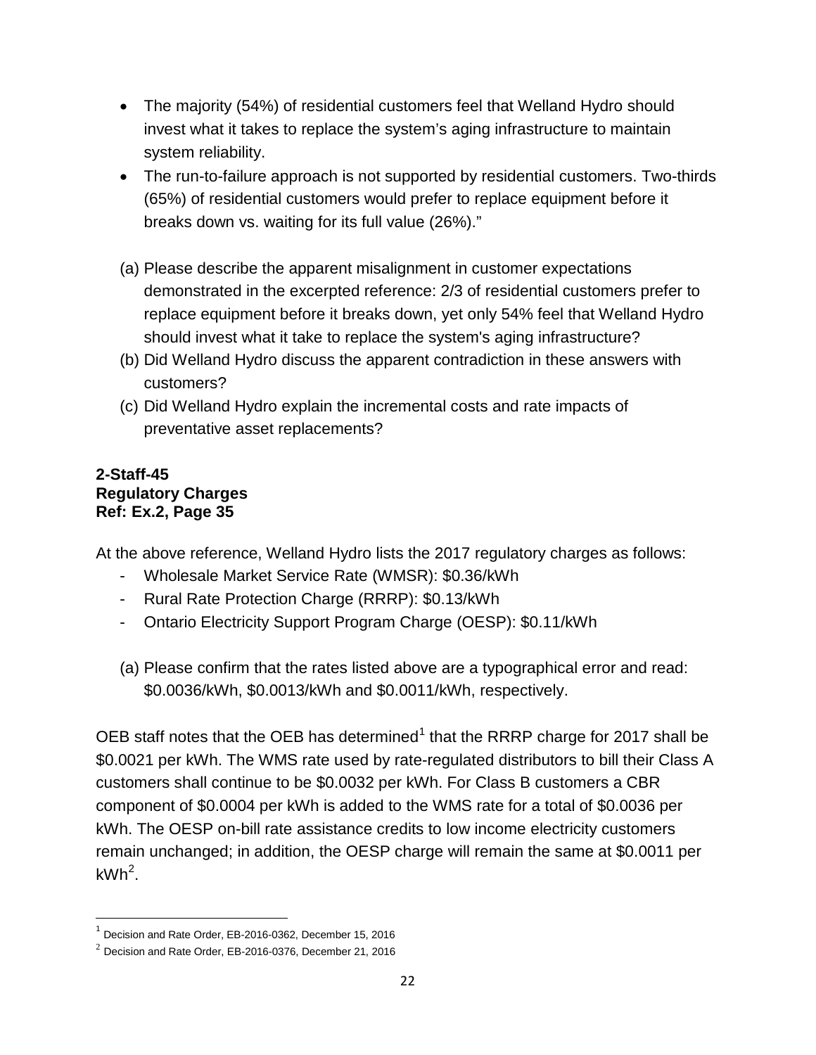- The majority (54%) of residential customers feel that Welland Hydro should invest what it takes to replace the system's aging infrastructure to maintain system reliability.
- The run-to-failure approach is not supported by residential customers. Two-thirds (65%) of residential customers would prefer to replace equipment before it breaks down vs. waiting for its full value (26%)."

(a) Please describe the apparent misalignment in customer expectations demonstrated in the excerpted reference: 2/3 of residential customers prefer to replace equipment before it breaks down, yet only 54% feel that Welland Hydro should invest what it take to replace the system's aging infrastructure?

(b) Did Welland Hydro discuss the apparent contradiction in these answers with customers?

(c) Did Welland Hydro explain the incremental costs and rate impacts of preventative asset replacements?

**2-Staff-45**
**Regulatory Charges**
**Ref: Ex.2, Page 35**

At the above reference, Welland Hydro lists the 2017 regulatory charges as follows:

- Wholesale Market Service Rate (WMSR): $0.36/kWh
- Rural Rate Protection Charge (RRRP): $0.13/kWh
- Ontario Electricity Support Program Charge (OESP): $0.11/kWh

(a) Please confirm that the rates listed above are a typographical error and read: $0.0036/kWh, $0.0013/kWh and $0.0011/kWh, respectively.

OEB staff notes that the OEB has determined[1] that the RRRP charge for 2017 shall be $0.0021 per kWh. The WMS rate used by rate-regulated distributors to bill their Class A customers shall continue to be $0.0032 per kWh. For Class B customers a CBR component of $0.0004 per kWh is added to the WMS rate for a total of $0.0036 per kWh. The OESP on-bill rate assistance credits to low income electricity customers remain unchanged; in addition, the OESP charge will remain the same at $0.0011 per kWh[2].

[1] Decision and Rate Order, EB-2016-0362, December 15, 2016

[2] Decision and Rate Order, EB-2016-0376, December 21, 2016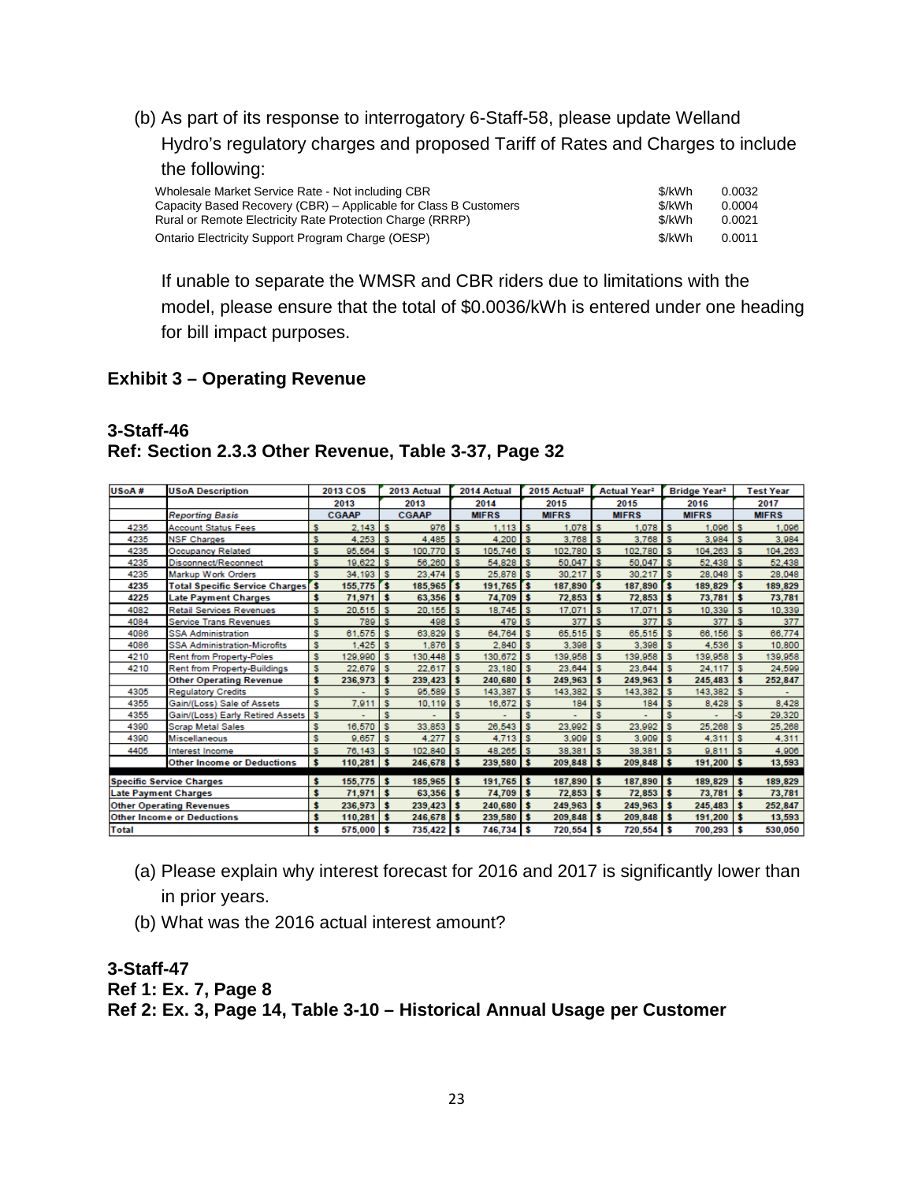(b) As part of its response to interrogatory 6-Staff-58, please update Welland Hydro's regulatory charges and proposed Tariff of Rates and Charges to include the following:

| | | |
|---|---|---|
| Wholesale Market Service Rate - Not including CBR | $/kWh | 0.0032 |
| Capacity Based Recovery (CBR) – Applicable for Class B Customers | $/kWh | 0.0004 |
| Rural or Remote Electricity Rate Protection Charge (RRRP) | $/kWh | 0.0021 |
| Ontario Electricity Support Program Charge (OESP) | $/kWh | 0.0011 |

If unable to separate the WMSR and CBR riders due to limitations with the model, please ensure that the total of $0.0036/kWh is entered under one heading for bill impact purposes.

### Exhibit 3 – Operating Revenue

**3-Staff-46**
**Ref: Section 2.3.3 Other Revenue, Table 3-37, Page 32**

| USoA # | USoA Description | 2013 COS | 2013 Actual | 2014 Actual | 2015 Actual² | Actual Year² | Bridge Year² | Test Year |
|---|---|---|---|---|---|---|---|---|
| | | 2013 | 2013 | 2014 | 2015 | 2015 | 2016 | 2017 |
| | *Reporting Basis* | CGAAP | CGAAP | MIFRS | MIFRS | MIFRS | MIFRS | MIFRS |
| 4235 | Account Status Fees | $ 2,143 | $ 976 | $ 1,113 | $ 1,078 | $ 1,078 | $ 1,096 | $ 1,096 |
| 4235 | NSF Charges | $ 4,253 | $ 4,485 | $ 4,200 | $ 3,768 | $ 3,768 | $ 3,984 | $ 3,984 |
| 4235 | Occupancy Related | $ 95,564 | $ 100,770 | $ 105,746 | $ 102,780 | $ 102,780 | $ 104,263 | $ 104,263 |
| 4235 | Disconnect/Reconnect | $ 19,622 | $ 56,260 | $ 54,828 | $ 50,047 | $ 50,047 | $ 52,438 | $ 52,438 |
| 4235 | Markup Work Orders | $ 34,193 | $ 23,474 | $ 25,878 | $ 30,217 | $ 30,217 | $ 28,048 | $ 28,048 |
| **4235** | **Total Specific Service Charges** | **$ 155,775** | **$ 185,965** | **$ 191,765** | **$ 187,890** | **$ 187,890** | **$ 189,829** | **$ 189,829** |
| **4225** | **Late Payment Charges** | **$ 71,971** | **$ 63,356** | **$ 74,709** | **$ 72,853** | **$ 72,853** | **$ 73,781** | **$ 73,781** |
| 4082 | Retail Services Revenues | $ 20,515 | $ 20,155 | $ 18,745 | $ 17,071 | $ 17,071 | $ 10,339 | $ 10,339 |
| 4084 | Service Trans Revenues | $ 789 | $ 498 | $ 479 | $ 377 | $ 377 | $ 377 | $ 377 |
| 4086 | SSA Administration | $ 61,575 | $ 63,829 | $ 64,764 | $ 65,515 | $ 65,515 | $ 66,156 | $ 66,774 |
| 4086 | SSA Administration-Microfits | $ 1,425 | $ 1,876 | $ 2,840 | $ 3,398 | $ 3,398 | $ 4,536 | $ 10,800 |
| 4210 | Rent from Property-Poles | $ 129,990 | $ 130,448 | $ 130,672 | $ 139,958 | $ 139,958 | $ 139,958 | $ 139,958 |
| 4210 | Rent from Property-Buildings | $ 22,679 | $ 22,617 | $ 23,180 | $ 23,644 | $ 23,644 | $ 24,117 | $ 24,599 |
| | **Other Operating Revenue** | **$ 236,973** | **$ 239,423** | **$ 240,680** | **$ 249,963** | **$ 249,963** | **$ 245,483** | **$ 252,847** |
| 4305 | Regulatory Credits | $ - | $ 95,589 | $ 143,387 | $ 143,382 | $ 143,382 | $ 143,382 | $ - |
| 4355 | Gain/(Loss) Sale of Assets | $ 7,911 | $ 10,119 | $ 16,672 | $ 184 | $ 184 | $ 8,428 | $ 8,428 |
| 4355 | Gain/(Loss) Early Retired Assets | $ - | $ - | $ - | $ - | $ - | $ - | -$ 29,320 |
| 4390 | Scrap Metal Sales | $ 16,570 | $ 33,853 | $ 26,543 | $ 23,992 | $ 23,992 | $ 25,268 | $ 25,268 |
| 4390 | Miscellaneous | $ 9,657 | $ 4,277 | $ 4,713 | $ 3,909 | $ 3,909 | $ 4,311 | $ 4,311 |
| 4405 | Interest Income | $ 76,143 | $ 102,840 | $ 48,265 | $ 38,381 | $ 38,381 | $ 9,811 | $ 4,906 |
| | **Other Income or Deductions** | **$ 110,281** | **$ 246,678** | **$ 239,580** | **$ 209,848** | **$ 209,848** | **$ 191,200** | **$ 13,593** |
| **Specific Service Charges** | | **$ 155,775** | **$ 185,965** | **$ 191,765** | **$ 187,890** | **$ 187,890** | **$ 189,829** | **$ 189,829** |
| **Late Payment Charges** | | **$ 71,971** | **$ 63,356** | **$ 74,709** | **$ 72,853** | **$ 72,853** | **$ 73,781** | **$ 73,781** |
| **Other Operating Revenues** | | **$ 236,973** | **$ 239,423** | **$ 240,680** | **$ 249,963** | **$ 249,963** | **$ 245,483** | **$ 252,847** |
| **Other Income or Deductions** | | **$ 110,281** | **$ 246,678** | **$ 239,580** | **$ 209,848** | **$ 209,848** | **$ 191,200** | **$ 13,593** |
| **Total** | | **$ 575,000** | **$ 735,422** | **$ 746,734** | **$ 720,554** | **$ 720,554** | **$ 700,293** | **$ 530,050** |

(a) Please explain why interest forecast for 2016 and 2017 is significantly lower than in prior years.

(b) What was the 2016 actual interest amount?

**3-Staff-47**
**Ref 1: Ex. 7, Page 8**
**Ref 2: Ex. 3, Page 14, Table 3-10 – Historical Annual Usage per Customer**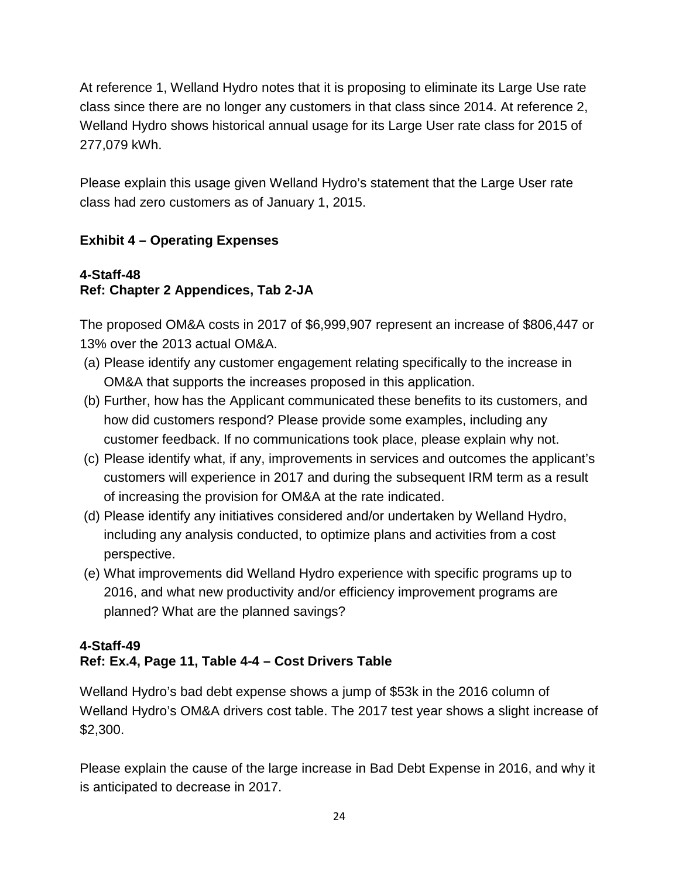At reference 1, Welland Hydro notes that it is proposing to eliminate its Large Use rate class since there are no longer any customers in that class since 2014. At reference 2, Welland Hydro shows historical annual usage for its Large User rate class for 2015 of 277,079 kWh.

Please explain this usage given Welland Hydro's statement that the Large User rate class had zero customers as of January 1, 2015.

## Exhibit 4 – Operating Expenses

### 4-Staff-48
**Ref: Chapter 2 Appendices, Tab 2-JA**

The proposed OM&A costs in 2017 of $6,999,907 represent an increase of $806,447 or 13% over the 2013 actual OM&A.

(a) Please identify any customer engagement relating specifically to the increase in OM&A that supports the increases proposed in this application.
(b) Further, how has the Applicant communicated these benefits to its customers, and how did customers respond? Please provide some examples, including any customer feedback. If no communications took place, please explain why not.
(c) Please identify what, if any, improvements in services and outcomes the applicant's customers will experience in 2017 and during the subsequent IRM term as a result of increasing the provision for OM&A at the rate indicated.
(d) Please identify any initiatives considered and/or undertaken by Welland Hydro, including any analysis conducted, to optimize plans and activities from a cost perspective.
(e) What improvements did Welland Hydro experience with specific programs up to 2016, and what new productivity and/or efficiency improvement programs are planned? What are the planned savings?

### 4-Staff-49
**Ref: Ex.4, Page 11, Table 4-4 – Cost Drivers Table**

Welland Hydro's bad debt expense shows a jump of $53k in the 2016 column of Welland Hydro's OM&A drivers cost table. The 2017 test year shows a slight increase of $2,300.

Please explain the cause of the large increase in Bad Debt Expense in 2016, and why it is anticipated to decrease in 2017.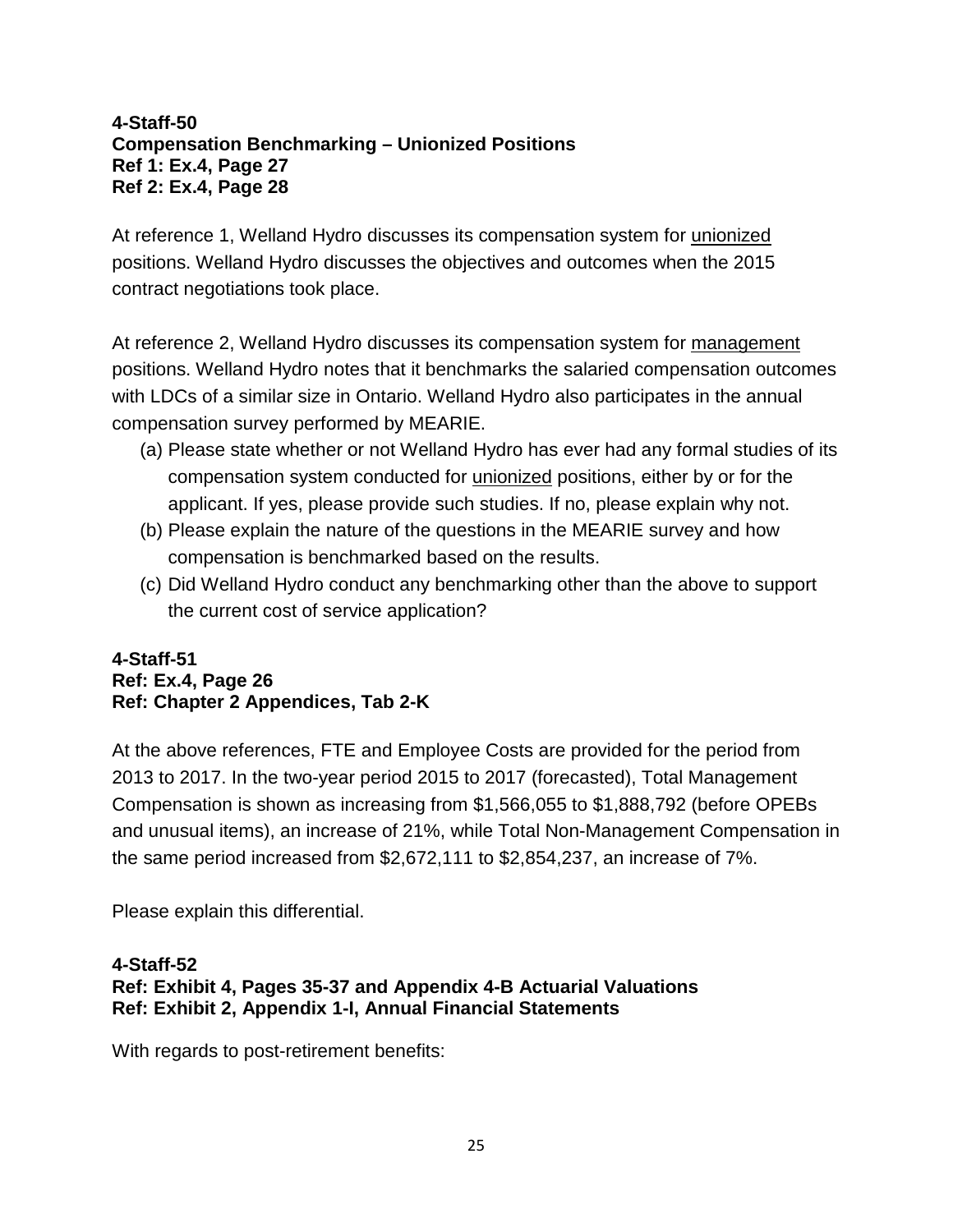**4-Staff-50**
**Compensation Benchmarking – Unionized Positions**
**Ref 1: Ex.4, Page 27**
**Ref 2: Ex.4, Page 28**

At reference 1, Welland Hydro discusses its compensation system for unionized positions. Welland Hydro discusses the objectives and outcomes when the 2015 contract negotiations took place.

At reference 2, Welland Hydro discusses its compensation system for management positions. Welland Hydro notes that it benchmarks the salaried compensation outcomes with LDCs of a similar size in Ontario. Welland Hydro also participates in the annual compensation survey performed by MEARIE.

(a) Please state whether or not Welland Hydro has ever had any formal studies of its compensation system conducted for unionized positions, either by or for the applicant. If yes, please provide such studies. If no, please explain why not.

(b) Please explain the nature of the questions in the MEARIE survey and how compensation is benchmarked based on the results.

(c) Did Welland Hydro conduct any benchmarking other than the above to support the current cost of service application?

**4-Staff-51**
**Ref: Ex.4, Page 26**
**Ref: Chapter 2 Appendices, Tab 2-K**

At the above references, FTE and Employee Costs are provided for the period from 2013 to 2017. In the two-year period 2015 to 2017 (forecasted), Total Management Compensation is shown as increasing from $1,566,055 to $1,888,792 (before OPEBs and unusual items), an increase of 21%, while Total Non-Management Compensation in the same period increased from $2,672,111 to $2,854,237, an increase of 7%.

Please explain this differential.

**4-Staff-52**
**Ref: Exhibit 4, Pages 35-37 and Appendix 4-B Actuarial Valuations**
**Ref: Exhibit 2, Appendix 1-I, Annual Financial Statements**

With regards to post-retirement benefits: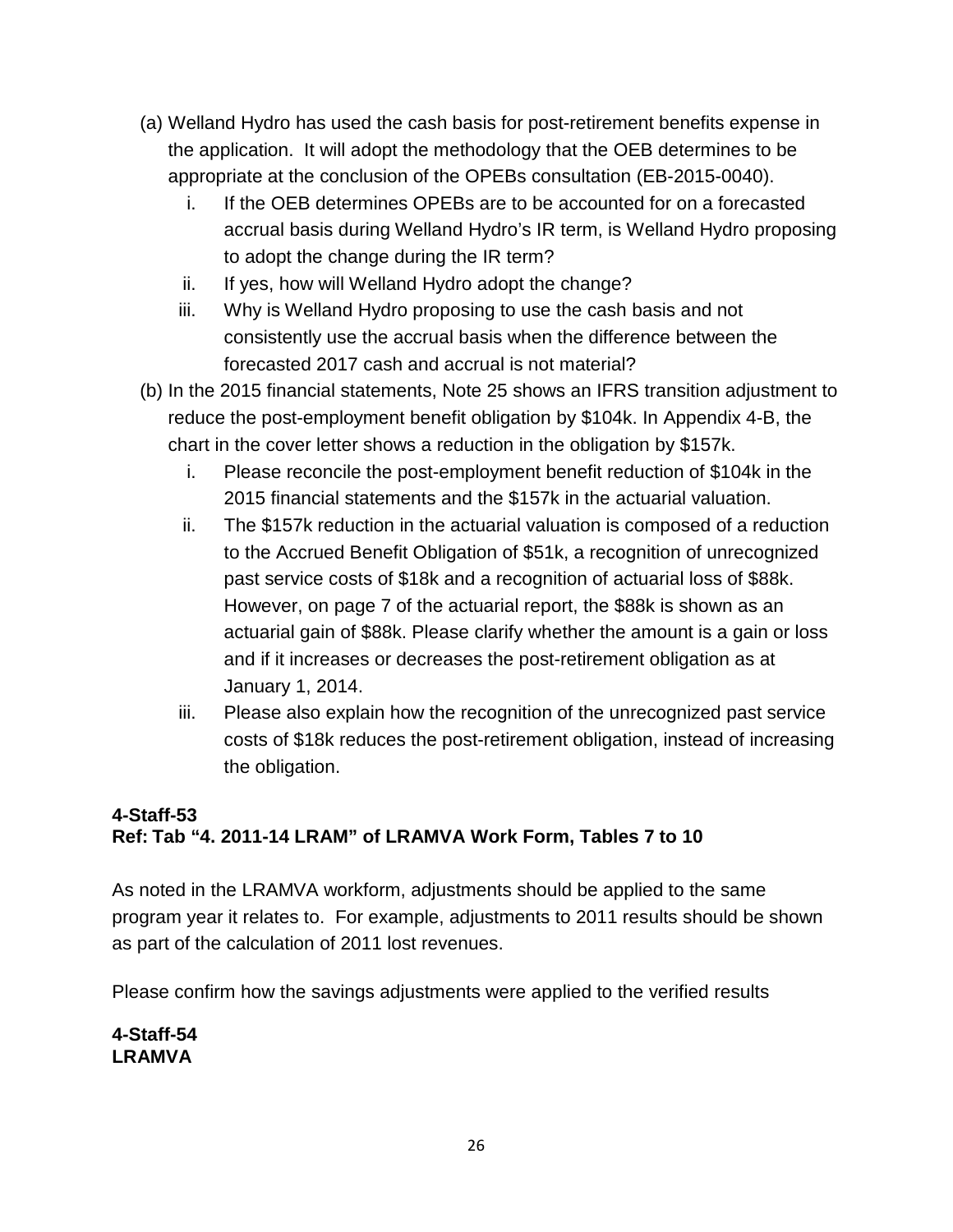(a) Welland Hydro has used the cash basis for post-retirement benefits expense in the application. It will adopt the methodology that the OEB determines to be appropriate at the conclusion of the OPEBs consultation (EB-2015-0040).

   i. If the OEB determines OPEBs are to be accounted for on a forecasted accrual basis during Welland Hydro's IR term, is Welland Hydro proposing to adopt the change during the IR term?

   ii. If yes, how will Welland Hydro adopt the change?

   iii. Why is Welland Hydro proposing to use the cash basis and not consistently use the accrual basis when the difference between the forecasted 2017 cash and accrual is not material?

(b) In the 2015 financial statements, Note 25 shows an IFRS transition adjustment to reduce the post-employment benefit obligation by $104k. In Appendix 4-B, the chart in the cover letter shows a reduction in the obligation by $157k.

   i. Please reconcile the post-employment benefit reduction of $104k in the 2015 financial statements and the $157k in the actuarial valuation.

   ii. The $157k reduction in the actuarial valuation is composed of a reduction to the Accrued Benefit Obligation of $51k, a recognition of unrecognized past service costs of $18k and a recognition of actuarial loss of $88k. However, on page 7 of the actuarial report, the $88k is shown as an actuarial gain of $88k. Please clarify whether the amount is a gain or loss and if it increases or decreases the post-retirement obligation as at January 1, 2014.

   iii. Please also explain how the recognition of the unrecognized past service costs of $18k reduces the post-retirement obligation, instead of increasing the obligation.

**4-Staff-53**
**Ref: Tab "4. 2011-14 LRAM" of LRAMVA Work Form, Tables 7 to 10**

As noted in the LRAMVA workform, adjustments should be applied to the same program year it relates to. For example, adjustments to 2011 results should be shown as part of the calculation of 2011 lost revenues.

Please confirm how the savings adjustments were applied to the verified results

**4-Staff-54**
**LRAMVA**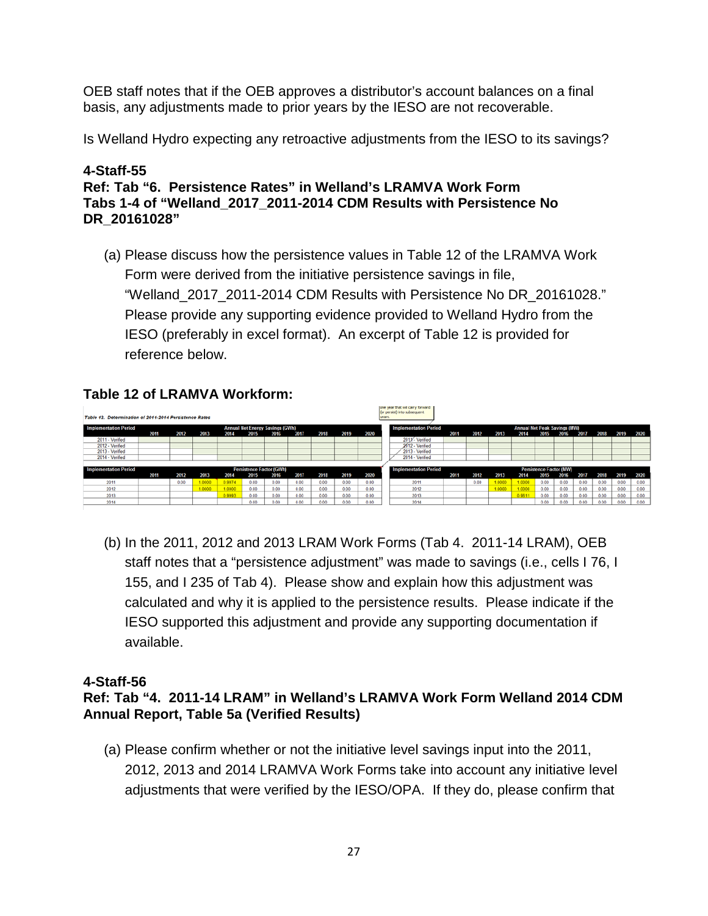OEB staff notes that if the OEB approves a distributor's account balances on a final basis, any adjustments made to prior years by the IESO are not recoverable.

Is Welland Hydro expecting any retroactive adjustments from the IESO to its savings?

### 4-Staff-55

**Ref: Tab "6. Persistence Rates" in Welland's LRAMVA Work Form**
**Tabs 1-4 of "Welland_2017_2011-2014 CDM Results with Persistence No DR_20161028"**

(a) Please discuss how the persistence values in Table 12 of the LRAMVA Work Form were derived from the initiative persistence savings in file, "Welland_2017_2011-2014 CDM Results with Persistence No DR_20161028." Please provide any supporting evidence provided to Welland Hydro from the IESO (preferably in excel format). An excerpt of Table 12 is provided for reference below.

### Table 12 of LRAMVA Workform:

*Table 12. Determination of 2011-2014 Persistence Rates*

| Implementation Period | Annual Net Energy Savings (GWh) | | | | | | | | | |
|---|---|---|---|---|---|---|---|---|---|---|
| | 2011 | 2012 | 2013 | 2014 | 2015 | 2016 | 2017 | 2018 | 2019 | 2020 |
| 2011 - Verified | | | | | | | | | | |
| 2012 - Verified | | | | | | | | | | |
| 2013 - Verified | | | | | | | | | | |
| 2014 - Verified | | | | | | | | | | |

| Implementation Period | Annual Net Peak Savings (MW) | | | | | | | | | |
|---|---|---|---|---|---|---|---|---|---|---|
| | 2011 | 2012 | 2013 | 2014 | 2015 | 2016 | 2017 | 2018 | 2019 | 2020 |
| 2011 - Verified | | | | | | | | | | |
| 2012 - Verified | | | | | | | | | | |
| 2013 - Verified | | | | | | | | | | |
| 2014 - Verified | | | | | | | | | | |

| Implementation Period | Persistence Factor (GWh) | | | | | | | | | |
|---|---|---|---|---|---|---|---|---|---|---|
| | 2011 | 2012 | 2013 | 2014 | 2015 | 2016 | 2017 | 2018 | 2019 | 2020 |
| 2011 | | 0.00 | 1.0000 | 0.9974 | 0.00 | 0.00 | 0.00 | 0.00 | 0.00 | 0.00 |
| 2012 | | | 1.0000 | 1.0000 | 0.00 | 0.00 | 0.00 | 0.00 | 0.00 | 0.00 |
| 2013 | | | | 0.9983 | 0.00 | 0.00 | 0.00 | 0.00 | 0.00 | 0.00 |
| 2014 | | | | | 0.00 | 0.00 | 0.00 | 0.00 | 0.00 | 0.00 |

| Implementation Period | Persistence Factor (MW) | | | | | | | | | |
|---|---|---|---|---|---|---|---|---|---|---|
| | 2011 | 2012 | 2013 | 2014 | 2015 | 2016 | 2017 | 2018 | 2019 | 2020 |
| 2011 | | 0.00 | 1.0000 | 1.0000 | 0.00 | 0.00 | 0.00 | 0.00 | 0.00 | 0.00 |
| 2012 | | | 1.0000 | 1.0000 | 0.00 | 0.00 | 0.00 | 0.00 | 0.00 | 0.00 |
| 2013 | | | | 0.9511 | 0.00 | 0.00 | 0.00 | 0.00 | 0.00 | 0.00 |
| 2014 | | | | | 0.00 | 0.00 | 0.00 | 0.00 | 0.00 | 0.00 |

(b) In the 2011, 2012 and 2013 LRAM Work Forms (Tab 4. 2011-14 LRAM), OEB staff notes that a "persistence adjustment" was made to savings (i.e., cells I 76, I 155, and I 235 of Tab 4). Please show and explain how this adjustment was calculated and why it is applied to the persistence results. Please indicate if the IESO supported this adjustment and provide any supporting documentation if available.

### 4-Staff-56

**Ref: Tab "4. 2011-14 LRAM" in Welland's LRAMVA Work Form Welland 2014 CDM Annual Report, Table 5a (Verified Results)**

(a) Please confirm whether or not the initiative level savings input into the 2011, 2012, 2013 and 2014 LRAMVA Work Forms take into account any initiative level adjustments that were verified by the IESO/OPA. If they do, please confirm that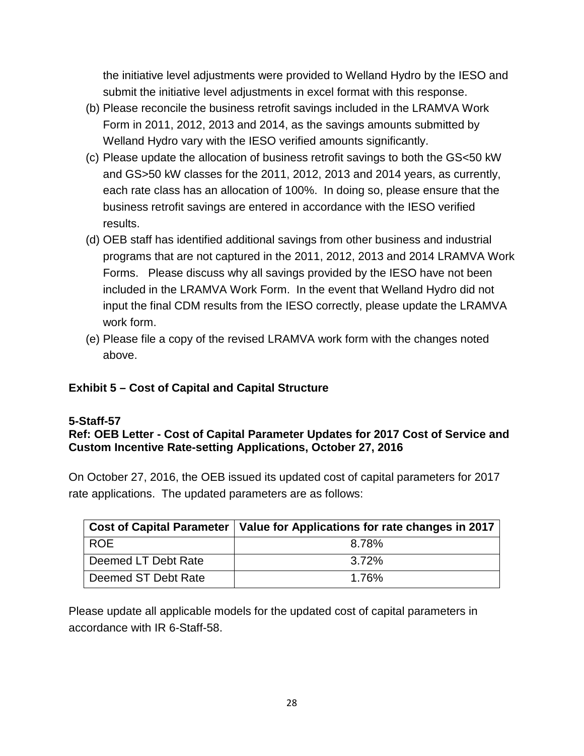the initiative level adjustments were provided to Welland Hydro by the IESO and submit the initiative level adjustments in excel format with this response.

(b) Please reconcile the business retrofit savings included in the LRAMVA Work Form in 2011, 2012, 2013 and 2014, as the savings amounts submitted by Welland Hydro vary with the IESO verified amounts significantly.

(c) Please update the allocation of business retrofit savings to both the GS<50 kW and GS>50 kW classes for the 2011, 2012, 2013 and 2014 years, as currently, each rate class has an allocation of 100%. In doing so, please ensure that the business retrofit savings are entered in accordance with the IESO verified results.

(d) OEB staff has identified additional savings from other business and industrial programs that are not captured in the 2011, 2012, 2013 and 2014 LRAMVA Work Forms. Please discuss why all savings provided by the IESO have not been included in the LRAMVA Work Form. In the event that Welland Hydro did not input the final CDM results from the IESO correctly, please update the LRAMVA work form.

(e) Please file a copy of the revised LRAMVA work form with the changes noted above.

## Exhibit 5 – Cost of Capital and Capital Structure

**5-Staff-57**
**Ref: OEB Letter - Cost of Capital Parameter Updates for 2017 Cost of Service and Custom Incentive Rate-setting Applications, October 27, 2016**

On October 27, 2016, the OEB issued its updated cost of capital parameters for 2017 rate applications. The updated parameters are as follows:

| Cost of Capital Parameter | Value for Applications for rate changes in 2017 |
|---|---|
| ROE | 8.78% |
| Deemed LT Debt Rate | 3.72% |
| Deemed ST Debt Rate | 1.76% |

Please update all applicable models for the updated cost of capital parameters in accordance with IR 6-Staff-58.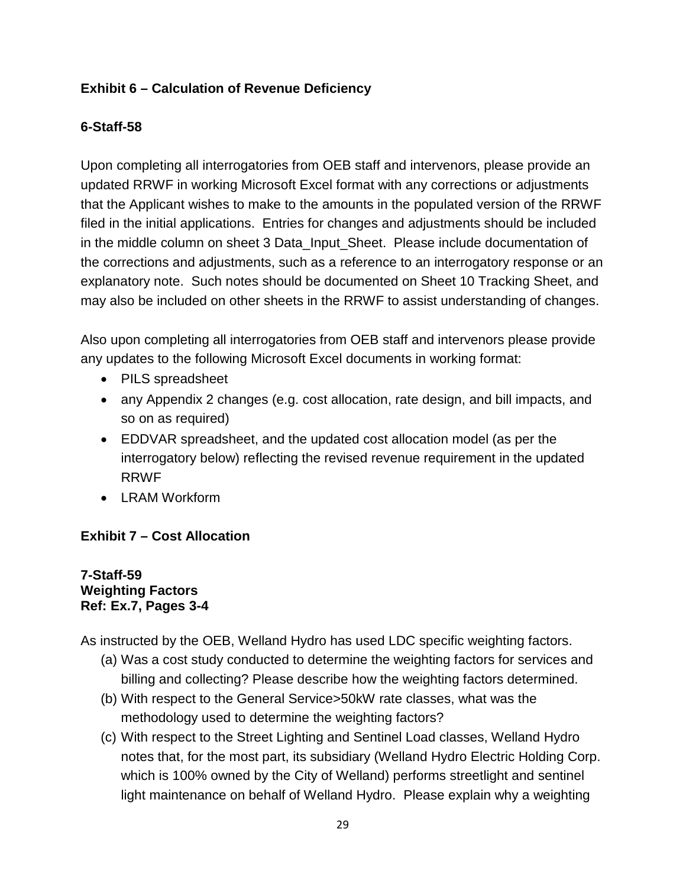### Exhibit 6 – Calculation of Revenue Deficiency

**6-Staff-58**

Upon completing all interrogatories from OEB staff and intervenors, please provide an updated RRWF in working Microsoft Excel format with any corrections or adjustments that the Applicant wishes to make to the amounts in the populated version of the RRWF filed in the initial applications. Entries for changes and adjustments should be included in the middle column on sheet 3 Data_Input_Sheet. Please include documentation of the corrections and adjustments, such as a reference to an interrogatory response or an explanatory note. Such notes should be documented on Sheet 10 Tracking Sheet, and may also be included on other sheets in the RRWF to assist understanding of changes.

Also upon completing all interrogatories from OEB staff and intervenors please provide any updates to the following Microsoft Excel documents in working format:

- PILS spreadsheet
- any Appendix 2 changes (e.g. cost allocation, rate design, and bill impacts, and so on as required)
- EDDVAR spreadsheet, and the updated cost allocation model (as per the interrogatory below) reflecting the revised revenue requirement in the updated RRWF
- LRAM Workform

### Exhibit 7 – Cost Allocation

**7-Staff-59**
**Weighting Factors**
**Ref: Ex.7, Pages 3-4**

As instructed by the OEB, Welland Hydro has used LDC specific weighting factors.

(a) Was a cost study conducted to determine the weighting factors for services and billing and collecting? Please describe how the weighting factors determined.

(b) With respect to the General Service>50kW rate classes, what was the methodology used to determine the weighting factors?

(c) With respect to the Street Lighting and Sentinel Load classes, Welland Hydro notes that, for the most part, its subsidiary (Welland Hydro Electric Holding Corp. which is 100% owned by the City of Welland) performs streetlight and sentinel light maintenance on behalf of Welland Hydro. Please explain why a weighting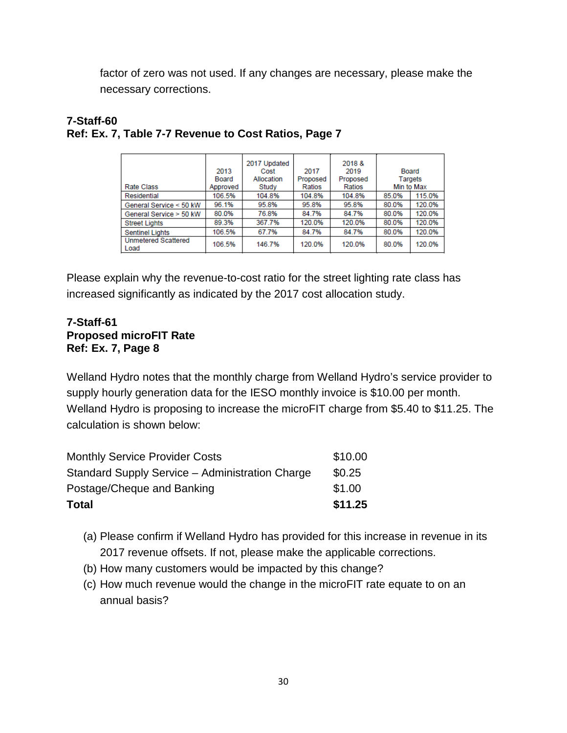factor of zero was not used. If any changes are necessary, please make the necessary corrections.

**7-Staff-60**
**Ref: Ex. 7, Table 7-7 Revenue to Cost Ratios, Page 7**

| Rate Class | 2013 Board Approved | 2017 Updated Cost Allocation Study | 2017 Proposed Ratios | 2018 & 2019 Proposed Ratios | Board Targets Min to Max | |
|---|---|---|---|---|---|---|
| Residential | 106.5% | 104.8% | 104.8% | 104.8% | 85.0% | 115.0% |
| General Service < 50 kW | 96.1% | 95.8% | 95.8% | 95.8% | 80.0% | 120.0% |
| General Service > 50 kW | 80.0% | 76.8% | 84.7% | 84.7% | 80.0% | 120.0% |
| Street Lights | 89.3% | 367.7% | 120.0% | 120.0% | 80.0% | 120.0% |
| Sentinel Lights | 106.5% | 67.7% | 84.7% | 84.7% | 80.0% | 120.0% |
| Unmetered Scattered Load | 106.5% | 146.7% | 120.0% | 120.0% | 80.0% | 120.0% |

Please explain why the revenue-to-cost ratio for the street lighting rate class has increased significantly as indicated by the 2017 cost allocation study.

**7-Staff-61**
**Proposed microFIT Rate**
**Ref: Ex. 7, Page 8**

Welland Hydro notes that the monthly charge from Welland Hydro's service provider to supply hourly generation data for the IESO monthly invoice is $10.00 per month. Welland Hydro is proposing to increase the microFIT charge from $5.40 to $11.25. The calculation is shown below:

| | |
|---|---|
| Monthly Service Provider Costs | $10.00 |
| Standard Supply Service – Administration Charge | $0.25 |
| Postage/Cheque and Banking | $1.00 |
| **Total** | **$11.25** |

(a) Please confirm if Welland Hydro has provided for this increase in revenue in its 2017 revenue offsets. If not, please make the applicable corrections.

(b) How many customers would be impacted by this change?

(c) How much revenue would the change in the microFIT rate equate to on an annual basis?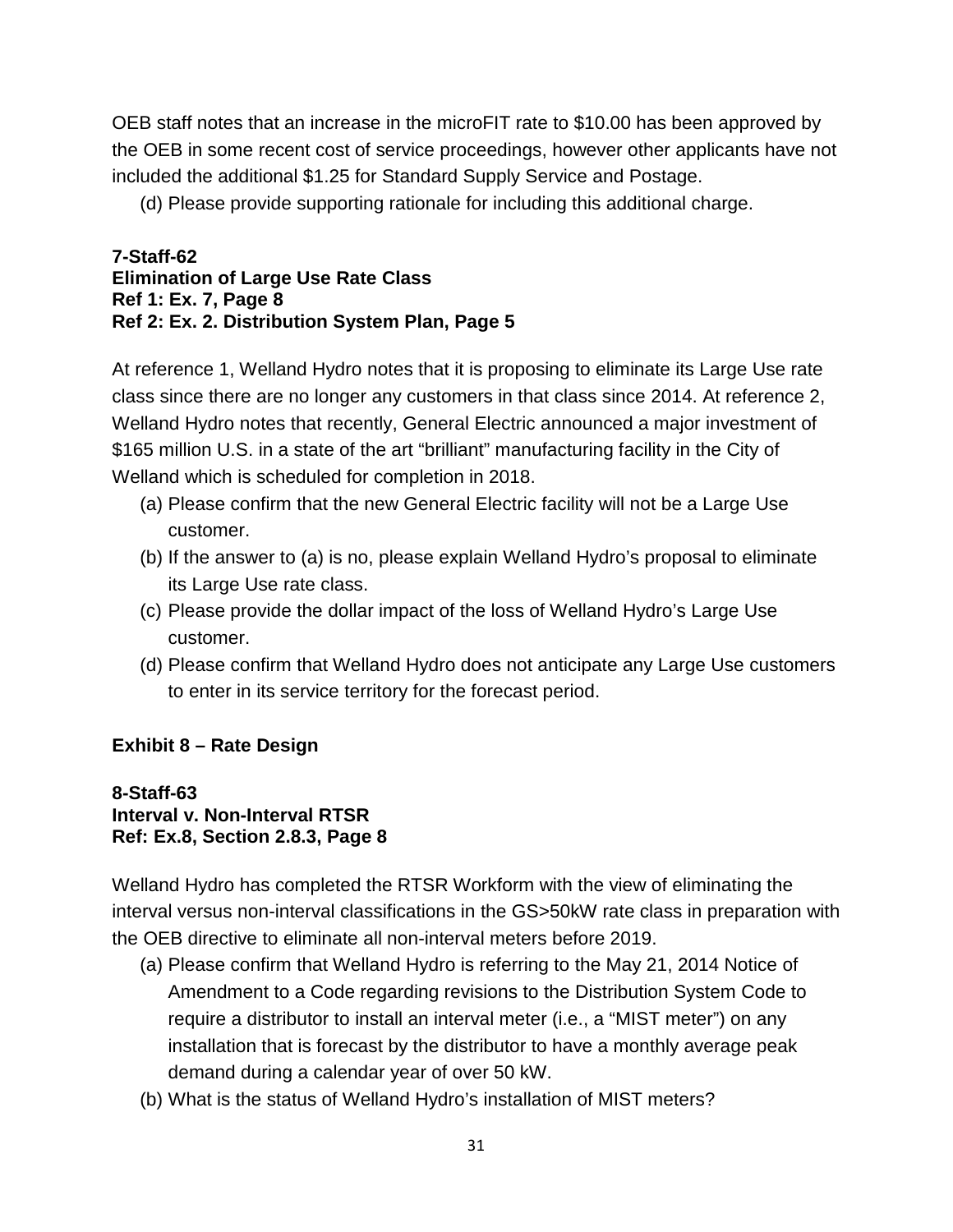OEB staff notes that an increase in the microFIT rate to $10.00 has been approved by the OEB in some recent cost of service proceedings, however other applicants have not included the additional $1.25 for Standard Supply Service and Postage.

(d) Please provide supporting rationale for including this additional charge.

**7-Staff-62**
**Elimination of Large Use Rate Class**
**Ref 1: Ex. 7, Page 8**
**Ref 2: Ex. 2. Distribution System Plan, Page 5**

At reference 1, Welland Hydro notes that it is proposing to eliminate its Large Use rate class since there are no longer any customers in that class since 2014. At reference 2, Welland Hydro notes that recently, General Electric announced a major investment of $165 million U.S. in a state of the art "brilliant" manufacturing facility in the City of Welland which is scheduled for completion in 2018.

(a) Please confirm that the new General Electric facility will not be a Large Use customer.
(b) If the answer to (a) is no, please explain Welland Hydro's proposal to eliminate its Large Use rate class.
(c) Please provide the dollar impact of the loss of Welland Hydro's Large Use customer.
(d) Please confirm that Welland Hydro does not anticipate any Large Use customers to enter in its service territory for the forecast period.

## Exhibit 8 – Rate Design

**8-Staff-63**
**Interval v. Non-Interval RTSR**
**Ref: Ex.8, Section 2.8.3, Page 8**

Welland Hydro has completed the RTSR Workform with the view of eliminating the interval versus non-interval classifications in the GS>50kW rate class in preparation with the OEB directive to eliminate all non-interval meters before 2019.

(a) Please confirm that Welland Hydro is referring to the May 21, 2014 Notice of Amendment to a Code regarding revisions to the Distribution System Code to require a distributor to install an interval meter (i.e., a "MIST meter") on any installation that is forecast by the distributor to have a monthly average peak demand during a calendar year of over 50 kW.
(b) What is the status of Welland Hydro's installation of MIST meters?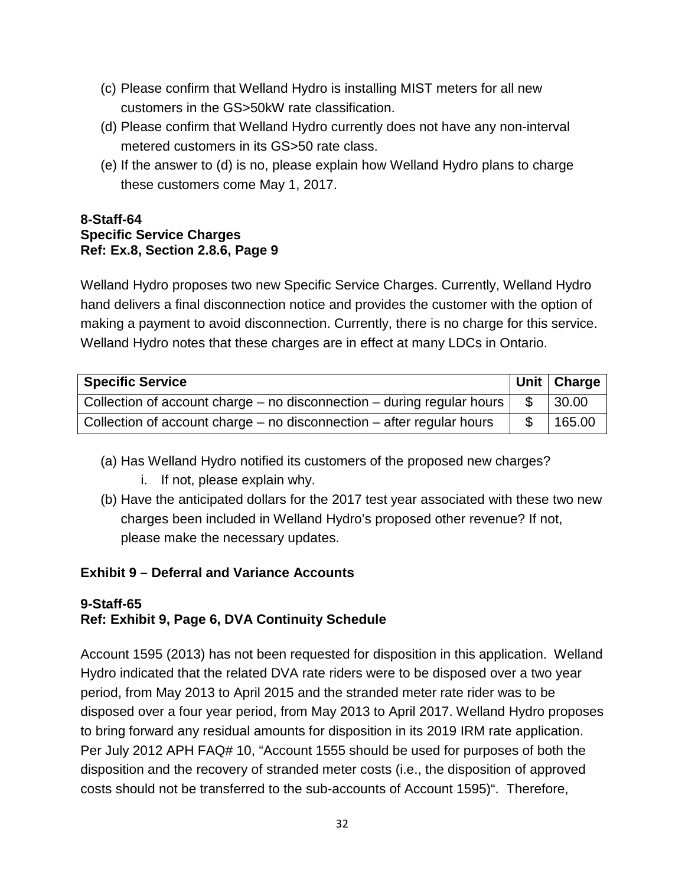(c) Please confirm that Welland Hydro is installing MIST meters for all new customers in the GS>50kW rate classification.

(d) Please confirm that Welland Hydro currently does not have any non-interval metered customers in its GS>50 rate class.

(e) If the answer to (d) is no, please explain how Welland Hydro plans to charge these customers come May 1, 2017.

**8-Staff-64**
**Specific Service Charges**
**Ref: Ex.8, Section 2.8.6, Page 9**

Welland Hydro proposes two new Specific Service Charges. Currently, Welland Hydro hand delivers a final disconnection notice and provides the customer with the option of making a payment to avoid disconnection. Currently, there is no charge for this service. Welland Hydro notes that these charges are in effect at many LDCs in Ontario.

| Specific Service | Unit | Charge |
|---|---|---|
| Collection of account charge – no disconnection – during regular hours | $ | 30.00 |
| Collection of account charge – no disconnection – after regular hours | $ | 165.00 |

(a) Has Welland Hydro notified its customers of the proposed new charges?
   i. If not, please explain why.

(b) Have the anticipated dollars for the 2017 test year associated with these two new charges been included in Welland Hydro's proposed other revenue? If not, please make the necessary updates.

## Exhibit 9 – Deferral and Variance Accounts

**9-Staff-65**
**Ref: Exhibit 9, Page 6, DVA Continuity Schedule**

Account 1595 (2013) has not been requested for disposition in this application. Welland Hydro indicated that the related DVA rate riders were to be disposed over a two year period, from May 2013 to April 2015 and the stranded meter rate rider was to be disposed over a four year period, from May 2013 to April 2017. Welland Hydro proposes to bring forward any residual amounts for disposition in its 2019 IRM rate application. Per July 2012 APH FAQ# 10, "Account 1555 should be used for purposes of both the disposition and the recovery of stranded meter costs (i.e., the disposition of approved costs should not be transferred to the sub-accounts of Account 1595)". Therefore,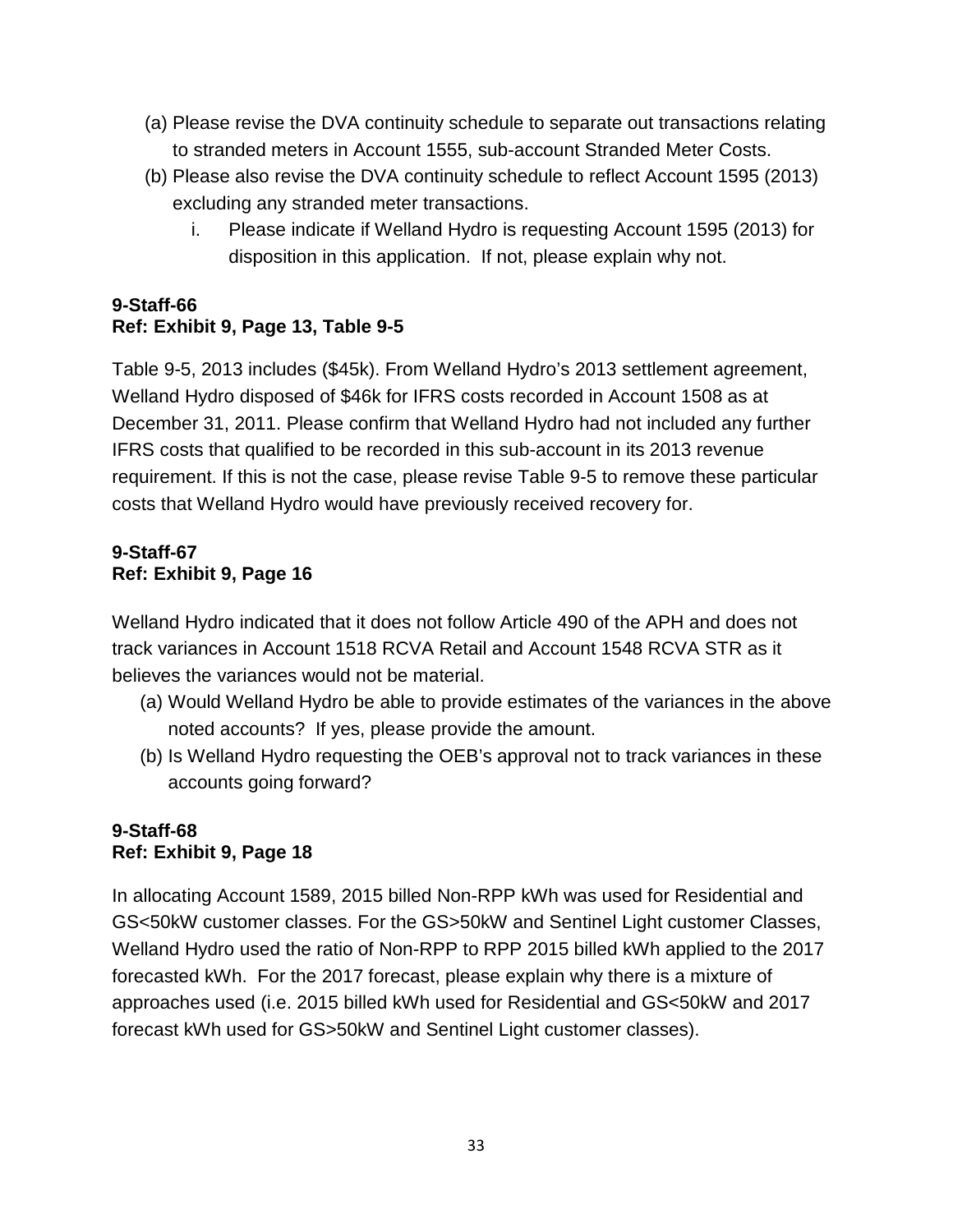(a) Please revise the DVA continuity schedule to separate out transactions relating to stranded meters in Account 1555, sub-account Stranded Meter Costs.

(b) Please also revise the DVA continuity schedule to reflect Account 1595 (2013) excluding any stranded meter transactions.

   i. Please indicate if Welland Hydro is requesting Account 1595 (2013) for disposition in this application. If not, please explain why not.

**9-Staff-66**
**Ref: Exhibit 9, Page 13, Table 9-5**

Table 9-5, 2013 includes ($45k). From Welland Hydro's 2013 settlement agreement, Welland Hydro disposed of $46k for IFRS costs recorded in Account 1508 as at December 31, 2011. Please confirm that Welland Hydro had not included any further IFRS costs that qualified to be recorded in this sub-account in its 2013 revenue requirement. If this is not the case, please revise Table 9-5 to remove these particular costs that Welland Hydro would have previously received recovery for.

**9-Staff-67**
**Ref: Exhibit 9, Page 16**

Welland Hydro indicated that it does not follow Article 490 of the APH and does not track variances in Account 1518 RCVA Retail and Account 1548 RCVA STR as it believes the variances would not be material.

(a) Would Welland Hydro be able to provide estimates of the variances in the above noted accounts? If yes, please provide the amount.

(b) Is Welland Hydro requesting the OEB's approval not to track variances in these accounts going forward?

**9-Staff-68**
**Ref: Exhibit 9, Page 18**

In allocating Account 1589, 2015 billed Non-RPP kWh was used for Residential and GS<50kW customer classes. For the GS>50kW and Sentinel Light customer Classes, Welland Hydro used the ratio of Non-RPP to RPP 2015 billed kWh applied to the 2017 forecasted kWh. For the 2017 forecast, please explain why there is a mixture of approaches used (i.e. 2015 billed kWh used for Residential and GS<50kW and 2017 forecast kWh used for GS>50kW and Sentinel Light customer classes).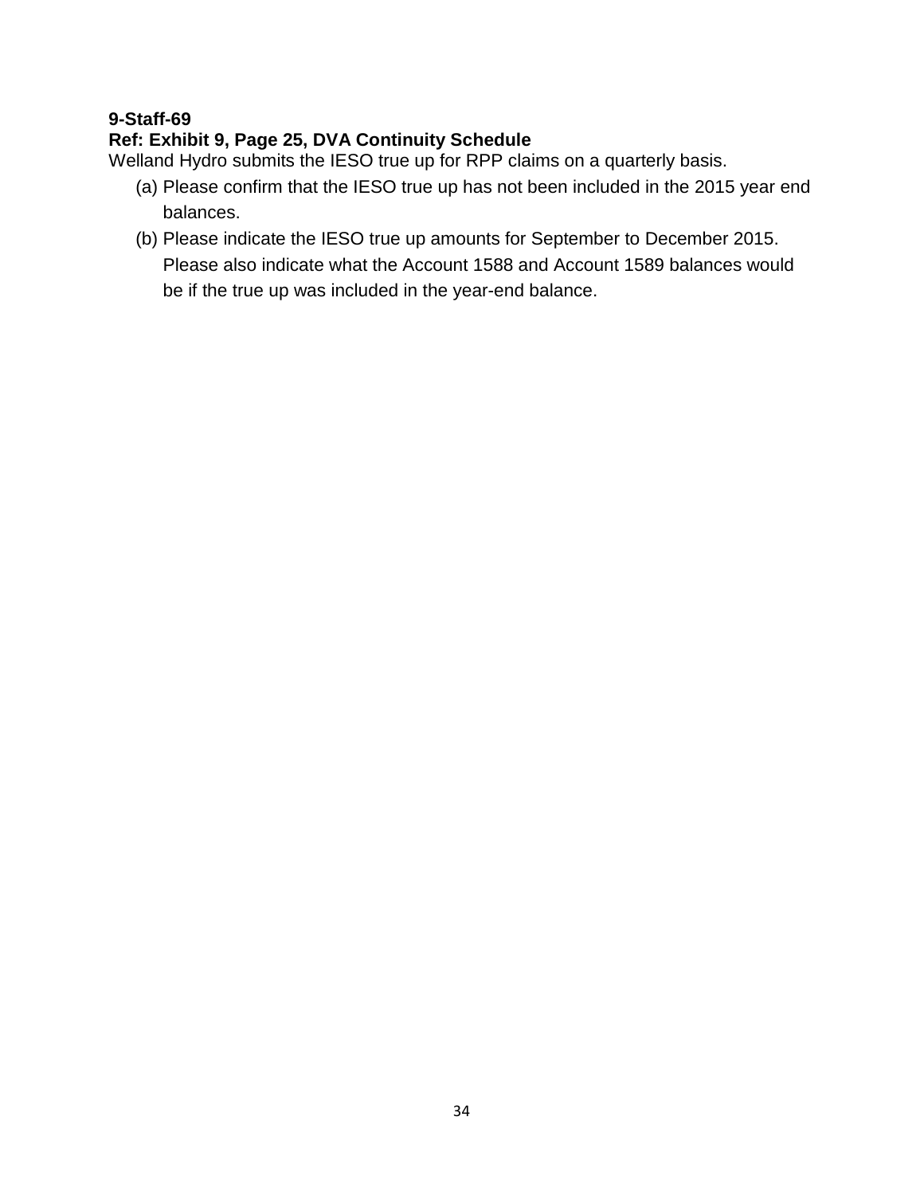**9-Staff-69**
**Ref: Exhibit 9, Page 25, DVA Continuity Schedule**
Welland Hydro submits the IESO true up for RPP claims on a quarterly basis.

(a) Please confirm that the IESO true up has not been included in the 2015 year end balances.

(b) Please indicate the IESO true up amounts for September to December 2015. Please also indicate what the Account 1588 and Account 1589 balances would be if the true up was included in the year-end balance.